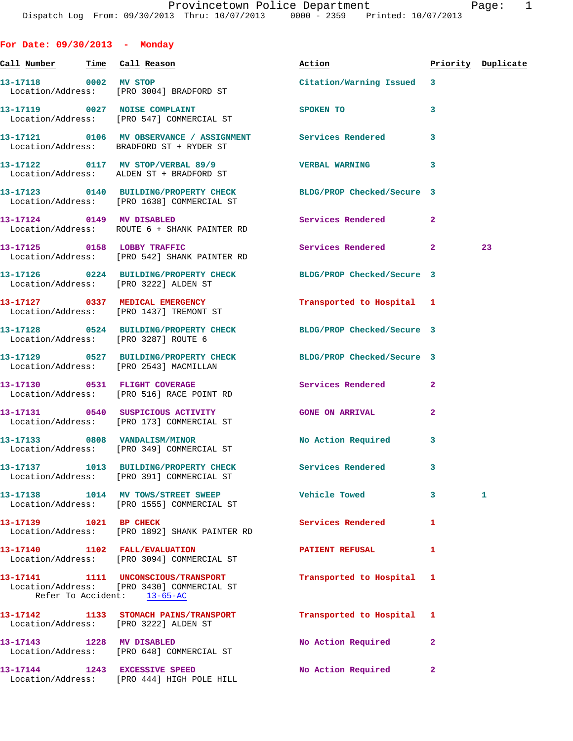Provincetown Police Department

Dispatch Log From: 09/30/2013 Thru: 10/07/2013 0000 - 2359 Printed: 10/07/2013

## For Date: 09/30/2013 - Monday

| Call Number | Time | Call Reason | Action | Priority | Duplicate |
|---|---|---|---|---|---|
| 13-17118 | 0002 | MV STOP | Citation/Warning Issued | 3 | |
| Location/Address: | | [PRO 3004] BRADFORD ST | | | |
| 13-17119 | 0027 | NOISE COMPLAINT | SPOKEN TO | 3 | |
| Location/Address: | | [PRO 547] COMMERCIAL ST | | | |
| 13-17121 | 0106 | MV OBSERVANCE / ASSIGNMENT | Services Rendered | 3 | |
| Location/Address: | | BRADFORD ST + RYDER ST | | | |
| 13-17122 | 0117 | MV STOP/VERBAL 89/9 | VERBAL WARNING | 3 | |
| Location/Address: | | ALDEN ST + BRADFORD ST | | | |
| 13-17123 | 0140 | BUILDING/PROPERTY CHECK | BLDG/PROP Checked/Secure | 3 | |
| Location/Address: | | [PRO 1638] COMMERCIAL ST | | | |
| 13-17124 | 0149 | MV DISABLED | Services Rendered | 2 | |
| Location/Address: | | ROUTE 6 + SHANK PAINTER RD | | | |
| 13-17125 | 0158 | LOBBY TRAFFIC | Services Rendered | 2 | 23 |
| Location/Address: | | [PRO 542] SHANK PAINTER RD | | | |
| 13-17126 | 0224 | BUILDING/PROPERTY CHECK | BLDG/PROP Checked/Secure | 3 | |
| Location/Address: | | [PRO 3222] ALDEN ST | | | |
| 13-17127 | 0337 | MEDICAL EMERGENCY | Transported to Hospital | 1 | |
| Location/Address: | | [PRO 1437] TREMONT ST | | | |
| 13-17128 | 0524 | BUILDING/PROPERTY CHECK | BLDG/PROP Checked/Secure | 3 | |
| Location/Address: | | [PRO 3287] ROUTE 6 | | | |
| 13-17129 | 0527 | BUILDING/PROPERTY CHECK | BLDG/PROP Checked/Secure | 3 | |
| Location/Address: | | [PRO 2543] MACMILLAN | | | |
| 13-17130 | 0531 | FLIGHT COVERAGE | Services Rendered | 2 | |
| Location/Address: | | [PRO 516] RACE POINT RD | | | |
| 13-17131 | 0540 | SUSPICIOUS ACTIVITY | GONE ON ARRIVAL | 2 | |
| Location/Address: | | [PRO 173] COMMERCIAL ST | | | |
| 13-17133 | 0808 | VANDALISM/MINOR | No Action Required | 3 | |
| Location/Address: | | [PRO 349] COMMERCIAL ST | | | |
| 13-17137 | 1013 | BUILDING/PROPERTY CHECK | Services Rendered | 3 | |
| Location/Address: | | [PRO 391] COMMERCIAL ST | | | |
| 13-17138 | 1014 | MV TOWS/STREET SWEEP | Vehicle Towed | 3 | 1 |
| Location/Address: | | [PRO 1555] COMMERCIAL ST | | | |
| 13-17139 | 1021 | BP CHECK | Services Rendered | 1 | |
| Location/Address: | | [PRO 1892] SHANK PAINTER RD | | | |
| 13-17140 | 1102 | FALL/EVALUATION | PATIENT REFUSAL | 1 | |
| Location/Address: | | [PRO 3094] COMMERCIAL ST | | | |
| 13-17141 | 1111 | UNCONSCIOUS/TRANSPORT | Transported to Hospital | 1 | |
| Location/Address: | | [PRO 3430] COMMERCIAL ST | | | |
| Refer To Accident: | | 13-65-AC | | | |
| 13-17142 | 1133 | STOMACH PAINS/TRANSPORT | Transported to Hospital | 1 | |
| Location/Address: | | [PRO 3222] ALDEN ST | | | |
| 13-17143 | 1228 | MV DISABLED | No Action Required | 2 | |
| Location/Address: | | [PRO 648] COMMERCIAL ST | | | |
| 13-17144 | 1243 | EXCESSIVE SPEED | No Action Required | 2 | |
| Location/Address: | | [PRO 444] HIGH POLE HILL | | | |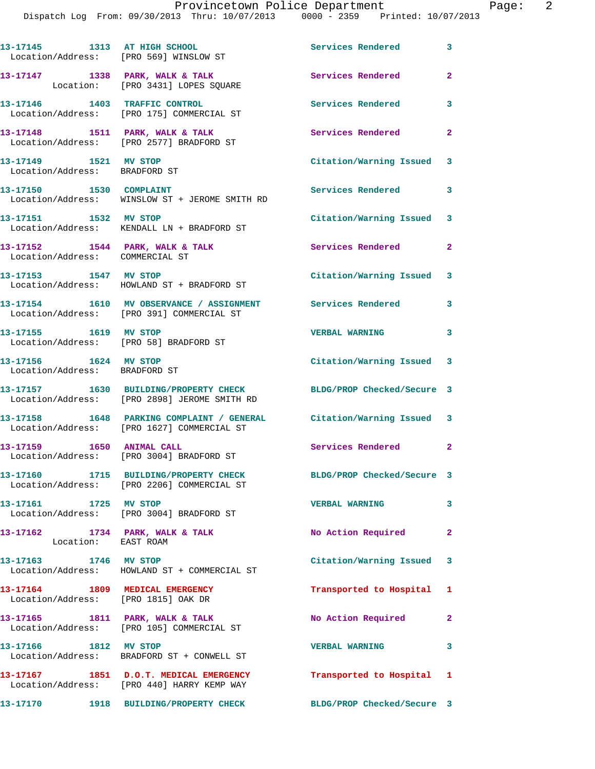| Call Number | Time | Call Reason | Action | Priority |
|---|---|---|---|---|
| 13-17145 | 1313 | AT HIGH SCHOOL | Services Rendered | 3 |
| Location/Address: [PRO 569] WINSLOW ST | | | | |
| 13-17147 | 1338 | PARK, WALK & TALK | Services Rendered | 2 |
| Location: [PRO 3431] LOPES SQUARE | | | | |
| 13-17146 | 1403 | TRAFFIC CONTROL | Services Rendered | 3 |
| Location/Address: [PRO 175] COMMERCIAL ST | | | | |
| 13-17148 | 1511 | PARK, WALK & TALK | Services Rendered | 2 |
| Location/Address: [PRO 2577] BRADFORD ST | | | | |
| 13-17149 | 1521 | MV STOP | Citation/Warning Issued | 3 |
| Location/Address: BRADFORD ST | | | | |
| 13-17150 | 1530 | COMPLAINT | Services Rendered | 3 |
| Location/Address: WINSLOW ST + JEROME SMITH RD | | | | |
| 13-17151 | 1532 | MV STOP | Citation/Warning Issued | 3 |
| Location/Address: KENDALL LN + BRADFORD ST | | | | |
| 13-17152 | 1544 | PARK, WALK & TALK | Services Rendered | 2 |
| Location/Address: COMMERCIAL ST | | | | |
| 13-17153 | 1547 | MV STOP | Citation/Warning Issued | 3 |
| Location/Address: HOWLAND ST + BRADFORD ST | | | | |
| 13-17154 | 1610 | MV OBSERVANCE / ASSIGNMENT | Services Rendered | 3 |
| Location/Address: [PRO 391] COMMERCIAL ST | | | | |
| 13-17155 | 1619 | MV STOP | VERBAL WARNING | 3 |
| Location/Address: [PRO 58] BRADFORD ST | | | | |
| 13-17156 | 1624 | MV STOP | Citation/Warning Issued | 3 |
| Location/Address: BRADFORD ST | | | | |
| 13-17157 | 1630 | BUILDING/PROPERTY CHECK | BLDG/PROP Checked/Secure | 3 |
| Location/Address: [PRO 2898] JEROME SMITH RD | | | | |
| 13-17158 | 1648 | PARKING COMPLAINT / GENERAL | Citation/Warning Issued | 3 |
| Location/Address: [PRO 1627] COMMERCIAL ST | | | | |
| 13-17159 | 1650 | ANIMAL CALL | Services Rendered | 2 |
| Location/Address: [PRO 3004] BRADFORD ST | | | | |
| 13-17160 | 1715 | BUILDING/PROPERTY CHECK | BLDG/PROP Checked/Secure | 3 |
| Location/Address: [PRO 2206] COMMERCIAL ST | | | | |
| 13-17161 | 1725 | MV STOP | VERBAL WARNING | 3 |
| Location/Address: [PRO 3004] BRADFORD ST | | | | |
| 13-17162 | 1734 | PARK, WALK & TALK | No Action Required | 2 |
| Location: EAST ROAM | | | | |
| 13-17163 | 1746 | MV STOP | Citation/Warning Issued | 3 |
| Location/Address: HOWLAND ST + COMMERCIAL ST | | | | |
| 13-17164 | 1809 | MEDICAL EMERGENCY | Transported to Hospital | 1 |
| Location/Address: [PRO 1815] OAK DR | | | | |
| 13-17165 | 1811 | PARK, WALK & TALK | No Action Required | 2 |
| Location/Address: [PRO 105] COMMERCIAL ST | | | | |
| 13-17166 | 1812 | MV STOP | VERBAL WARNING | 3 |
| Location/Address: BRADFORD ST + CONWELL ST | | | | |
| 13-17167 | 1851 | D.O.T. MEDICAL EMERGENCY | Transported to Hospital | 1 |
| Location/Address: [PRO 440] HARRY KEMP WAY | | | | |
| 13-17170 | 1918 | BUILDING/PROPERTY CHECK | BLDG/PROP Checked/Secure | 3 |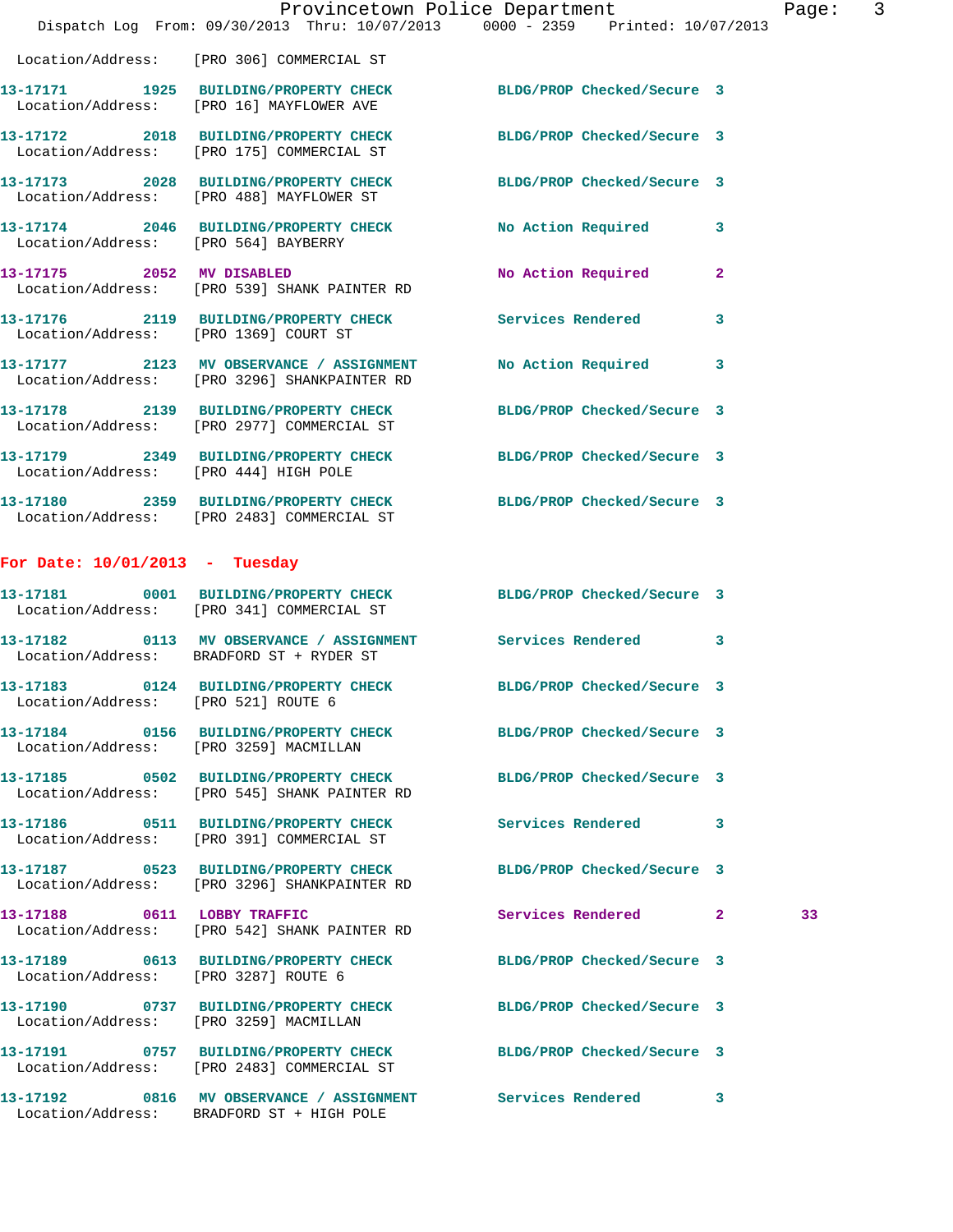Location/Address: [PRO 306] COMMERCIAL ST

13-17171 1925 BUILDING/PROPERTY CHECK BLDG/PROP Checked/Secure 3
Location/Address: [PRO 16] MAYFLOWER AVE

13-17172 2018 BUILDING/PROPERTY CHECK BLDG/PROP Checked/Secure 3
Location/Address: [PRO 175] COMMERCIAL ST

13-17173 2028 BUILDING/PROPERTY CHECK BLDG/PROP Checked/Secure 3
Location/Address: [PRO 488] MAYFLOWER ST

13-17174 2046 BUILDING/PROPERTY CHECK No Action Required 3
Location/Address: [PRO 564] BAYBERRY

13-17175 2052 MV DISABLED No Action Required 2
Location/Address: [PRO 539] SHANK PAINTER RD

13-17176 2119 BUILDING/PROPERTY CHECK Services Rendered 3
Location/Address: [PRO 1369] COURT ST

13-17177 2123 MV OBSERVANCE / ASSIGNMENT No Action Required 3
Location/Address: [PRO 3296] SHANKPAINTER RD

13-17178 2139 BUILDING/PROPERTY CHECK BLDG/PROP Checked/Secure 3
Location/Address: [PRO 2977] COMMERCIAL ST

13-17179 2349 BUILDING/PROPERTY CHECK BLDG/PROP Checked/Secure 3
Location/Address: [PRO 444] HIGH POLE

13-17180 2359 BUILDING/PROPERTY CHECK BLDG/PROP Checked/Secure 3
Location/Address: [PRO 2483] COMMERCIAL ST

## For Date: 10/01/2013 - Tuesday

13-17181 0001 BUILDING/PROPERTY CHECK BLDG/PROP Checked/Secure 3
Location/Address: [PRO 341] COMMERCIAL ST

13-17182 0113 MV OBSERVANCE / ASSIGNMENT Services Rendered 3
Location/Address: BRADFORD ST + RYDER ST

13-17183 0124 BUILDING/PROPERTY CHECK BLDG/PROP Checked/Secure 3
Location/Address: [PRO 521] ROUTE 6

13-17184 0156 BUILDING/PROPERTY CHECK BLDG/PROP Checked/Secure 3
Location/Address: [PRO 3259] MACMILLAN

13-17185 0502 BUILDING/PROPERTY CHECK BLDG/PROP Checked/Secure 3
Location/Address: [PRO 545] SHANK PAINTER RD

13-17186 0511 BUILDING/PROPERTY CHECK Services Rendered 3
Location/Address: [PRO 391] COMMERCIAL ST

13-17187 0523 BUILDING/PROPERTY CHECK BLDG/PROP Checked/Secure 3
Location/Address: [PRO 3296] SHANKPAINTER RD

13-17188 0611 LOBBY TRAFFIC Services Rendered 2 33
Location/Address: [PRO 542] SHANK PAINTER RD

13-17189 0613 BUILDING/PROPERTY CHECK BLDG/PROP Checked/Secure 3
Location/Address: [PRO 3287] ROUTE 6

13-17190 0737 BUILDING/PROPERTY CHECK BLDG/PROP Checked/Secure 3
Location/Address: [PRO 3259] MACMILLAN

13-17191 0757 BUILDING/PROPERTY CHECK BLDG/PROP Checked/Secure 3
Location/Address: [PRO 2483] COMMERCIAL ST

13-17192 0816 MV OBSERVANCE / ASSIGNMENT Services Rendered 3
Location/Address: BRADFORD ST + HIGH POLE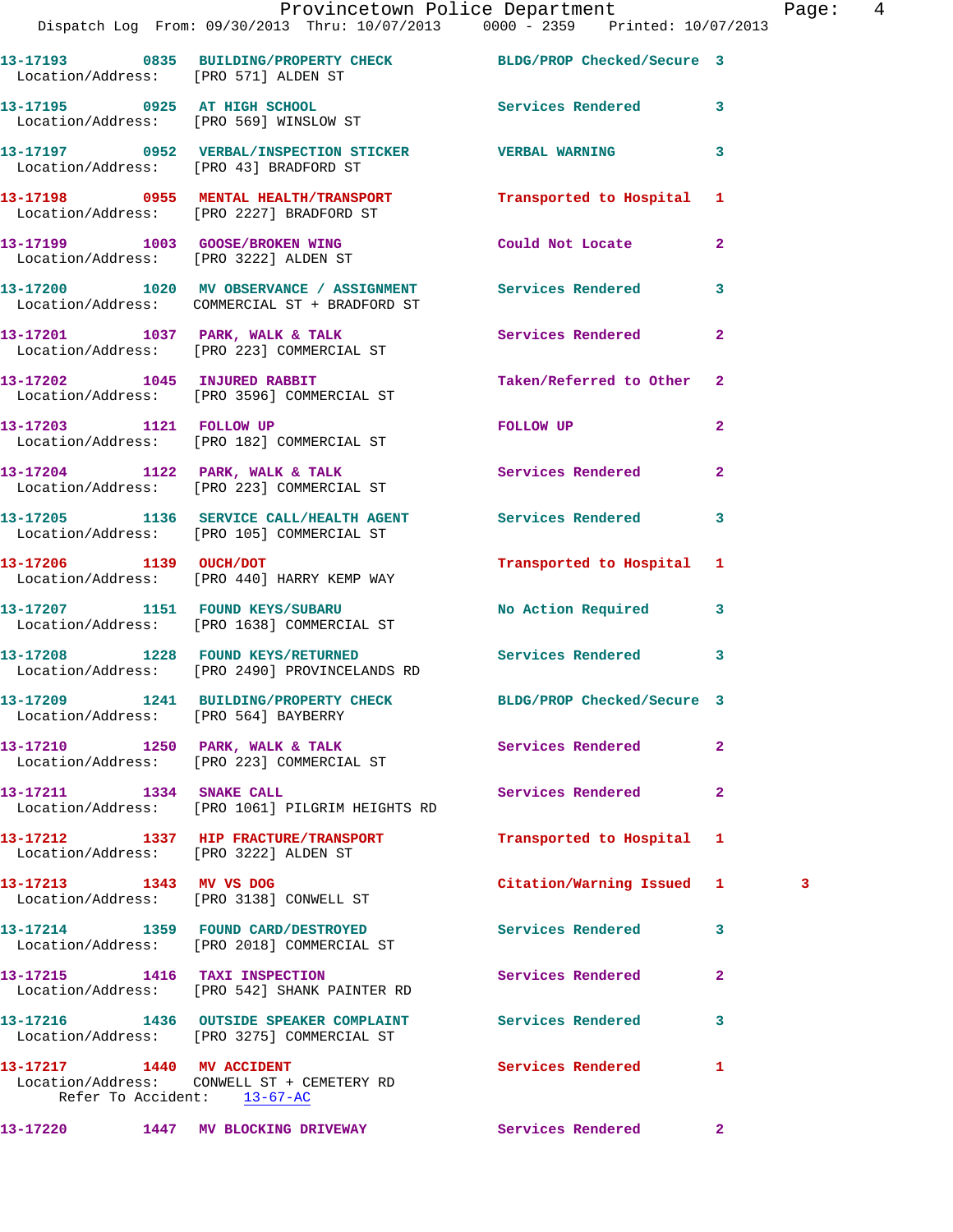13-17193 0835 BUILDING/PROPERTY CHECK BLDG/PROP Checked/Secure 3
Location/Address: [PRO 571] ALDEN ST

13-17195 0925 AT HIGH SCHOOL Services Rendered 3
Location/Address: [PRO 569] WINSLOW ST

13-17197 0952 VERBAL/INSPECTION STICKER VERBAL WARNING 3
Location/Address: [PRO 43] BRADFORD ST

13-17198 0955 MENTAL HEALTH/TRANSPORT Transported to Hospital 1
Location/Address: [PRO 2227] BRADFORD ST

13-17199 1003 GOOSE/BROKEN WING Could Not Locate 2
Location/Address: [PRO 3222] ALDEN ST

13-17200 1020 MV OBSERVANCE / ASSIGNMENT Services Rendered 3
Location/Address: COMMERCIAL ST + BRADFORD ST

13-17201 1037 PARK, WALK & TALK Services Rendered 2
Location/Address: [PRO 223] COMMERCIAL ST

13-17202 1045 INJURED RABBIT Taken/Referred to Other 2
Location/Address: [PRO 3596] COMMERCIAL ST

13-17203 1121 FOLLOW UP FOLLOW UP 2
Location/Address: [PRO 182] COMMERCIAL ST

13-17204 1122 PARK, WALK & TALK Services Rendered 2
Location/Address: [PRO 223] COMMERCIAL ST

13-17205 1136 SERVICE CALL/HEALTH AGENT Services Rendered 3
Location/Address: [PRO 105] COMMERCIAL ST

13-17206 1139 OUCH/DOT Transported to Hospital 1
Location/Address: [PRO 440] HARRY KEMP WAY

13-17207 1151 FOUND KEYS/SUBARU No Action Required 3
Location/Address: [PRO 1638] COMMERCIAL ST

13-17208 1228 FOUND KEYS/RETURNED Services Rendered 3
Location/Address: [PRO 2490] PROVINCELANDS RD

13-17209 1241 BUILDING/PROPERTY CHECK BLDG/PROP Checked/Secure 3
Location/Address: [PRO 564] BAYBERRY

13-17210 1250 PARK, WALK & TALK Services Rendered 2
Location/Address: [PRO 223] COMMERCIAL ST

13-17211 1334 SNAKE CALL Services Rendered 2
Location/Address: [PRO 1061] PILGRIM HEIGHTS RD

13-17212 1337 HIP FRACTURE/TRANSPORT Transported to Hospital 1
Location/Address: [PRO 3222] ALDEN ST

13-17213 1343 MV VS DOG Citation/Warning Issued 1 3
Location/Address: [PRO 3138] CONWELL ST

13-17214 1359 FOUND CARD/DESTROYED Services Rendered 3
Location/Address: [PRO 2018] COMMERCIAL ST

13-17215 1416 TAXI INSPECTION Services Rendered 2
Location/Address: [PRO 542] SHANK PAINTER RD

13-17216 1436 OUTSIDE SPEAKER COMPLAINT Services Rendered 3
Location/Address: [PRO 3275] COMMERCIAL ST

13-17217 1440 MV ACCIDENT Services Rendered 1
Location/Address: CONWELL ST + CEMETERY RD
Refer To Accident: 13-67-AC

13-17220 1447 MV BLOCKING DRIVEWAY Services Rendered 2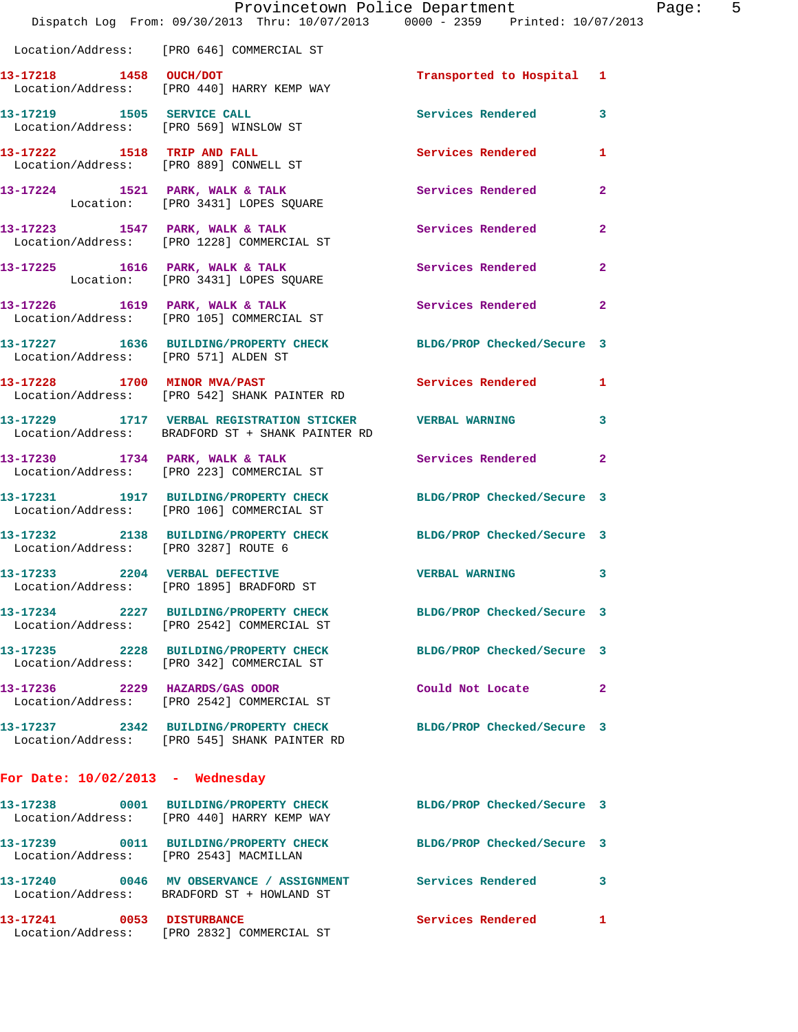Location/Address: [PRO 646] COMMERCIAL ST

**13-17218** 1458 **OUCH/DOT** Transported to Hospital 1
Location/Address: [PRO 440] HARRY KEMP WAY

**13-17219** 1505 **SERVICE CALL** Services Rendered 3
Location/Address: [PRO 569] WINSLOW ST

**13-17222** 1518 **TRIP AND FALL** Services Rendered 1
Location/Address: [PRO 889] CONWELL ST

**13-17224** 1521 **PARK, WALK & TALK** Services Rendered 2
Location: [PRO 3431] LOPES SQUARE

**13-17223** 1547 **PARK, WALK & TALK** Services Rendered 2
Location/Address: [PRO 1228] COMMERCIAL ST

**13-17225** 1616 **PARK, WALK & TALK** Services Rendered 2
Location: [PRO 3431] LOPES SQUARE

**13-17226** 1619 **PARK, WALK & TALK** Services Rendered 2
Location/Address: [PRO 105] COMMERCIAL ST

**13-17227** 1636 **BUILDING/PROPERTY CHECK** BLDG/PROP Checked/Secure 3
Location/Address: [PRO 571] ALDEN ST

**13-17228** 1700 **MINOR MVA/PAST** Services Rendered 1
Location/Address: [PRO 542] SHANK PAINTER RD

**13-17229** 1717 **VERBAL REGISTRATION STICKER** VERBAL WARNING 3
Location/Address: BRADFORD ST + SHANK PAINTER RD

**13-17230** 1734 **PARK, WALK & TALK** Services Rendered 2
Location/Address: [PRO 223] COMMERCIAL ST

**13-17231** 1917 **BUILDING/PROPERTY CHECK** BLDG/PROP Checked/Secure 3
Location/Address: [PRO 106] COMMERCIAL ST

**13-17232** 2138 **BUILDING/PROPERTY CHECK** BLDG/PROP Checked/Secure 3
Location/Address: [PRO 3287] ROUTE 6

**13-17233** 2204 **VERBAL DEFECTIVE** VERBAL WARNING 3
Location/Address: [PRO 1895] BRADFORD ST

**13-17234** 2227 **BUILDING/PROPERTY CHECK** BLDG/PROP Checked/Secure 3
Location/Address: [PRO 2542] COMMERCIAL ST

**13-17235** 2228 **BUILDING/PROPERTY CHECK** BLDG/PROP Checked/Secure 3
Location/Address: [PRO 342] COMMERCIAL ST

**13-17236** 2229 **HAZARDS/GAS ODOR** Could Not Locate 2
Location/Address: [PRO 2542] COMMERCIAL ST

**13-17237** 2342 **BUILDING/PROPERTY CHECK** BLDG/PROP Checked/Secure 3
Location/Address: [PRO 545] SHANK PAINTER RD

## For Date: 10/02/2013 - Wednesday

**13-17238** 0001 **BUILDING/PROPERTY CHECK** BLDG/PROP Checked/Secure 3
Location/Address: [PRO 440] HARRY KEMP WAY

**13-17239** 0011 **BUILDING/PROPERTY CHECK** BLDG/PROP Checked/Secure 3
Location/Address: [PRO 2543] MACMILLAN

**13-17240** 0046 **MV OBSERVANCE / ASSIGNMENT** Services Rendered 3
Location/Address: BRADFORD ST + HOWLAND ST

**13-17241** 0053 **DISTURBANCE** Services Rendered 1
Location/Address: [PRO 2832] COMMERCIAL ST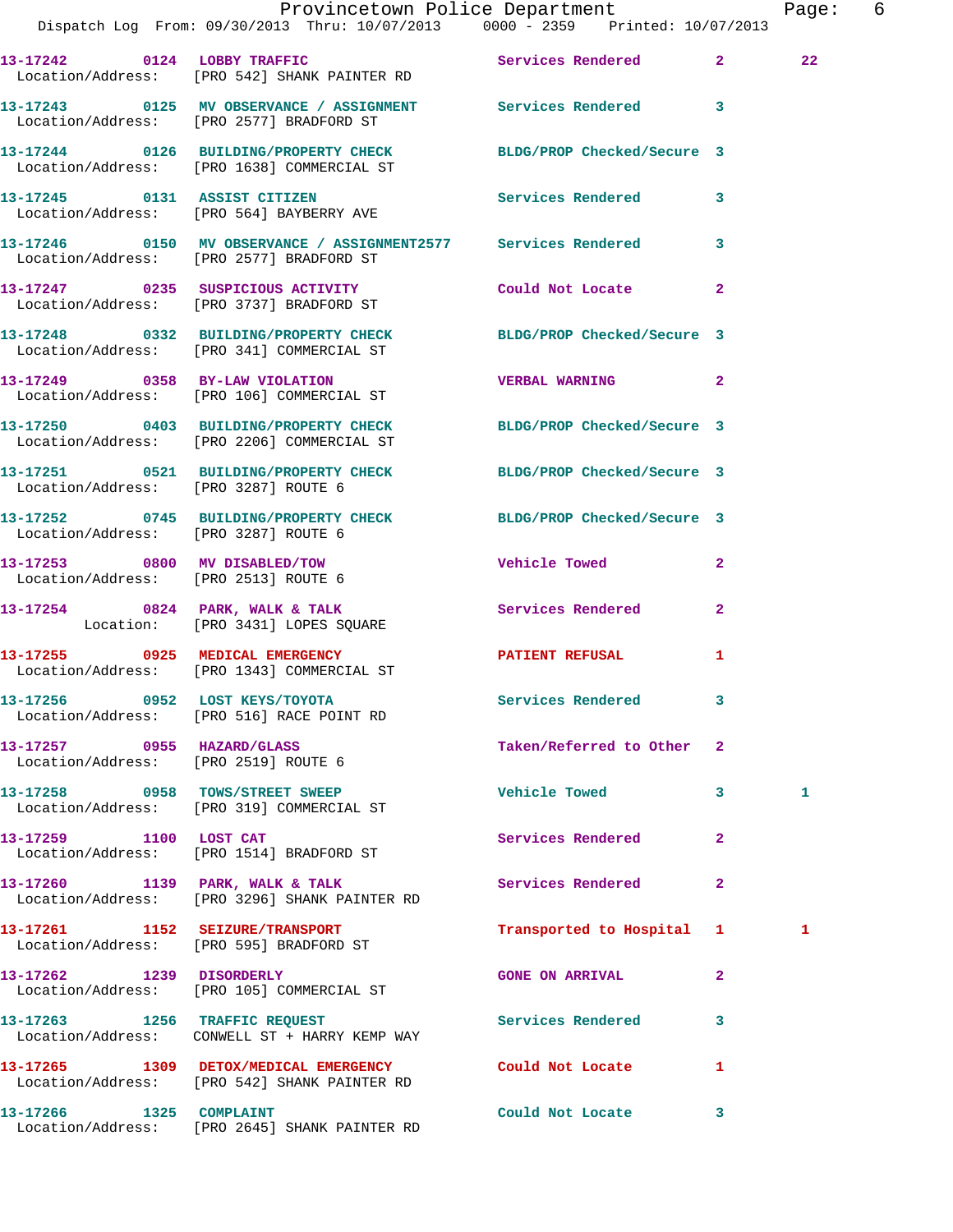| Call # | Time | Call Type | Disposition | Priority | |
|---|---|---|---|---|---|
| 13-17242 | 0124 | LOBBY TRAFFIC | Services Rendered | 2 | 22 |
| | | Location/Address: [PRO 542] SHANK PAINTER RD | | | |
| 13-17243 | 0125 | MV OBSERVANCE / ASSIGNMENT | Services Rendered | 3 | |
| | | Location/Address: [PRO 2577] BRADFORD ST | | | |
| 13-17244 | 0126 | BUILDING/PROPERTY CHECK | BLDG/PROP Checked/Secure | 3 | |
| | | Location/Address: [PRO 1638] COMMERCIAL ST | | | |
| 13-17245 | 0131 | ASSIST CITIZEN | Services Rendered | 3 | |
| | | Location/Address: [PRO 564] BAYBERRY AVE | | | |
| 13-17246 | 0150 | MV OBSERVANCE / ASSIGNMENT2577 | Services Rendered | 3 | |
| | | Location/Address: [PRO 2577] BRADFORD ST | | | |
| 13-17247 | 0235 | SUSPICIOUS ACTIVITY | Could Not Locate | 2 | |
| | | Location/Address: [PRO 3737] BRADFORD ST | | | |
| 13-17248 | 0332 | BUILDING/PROPERTY CHECK | BLDG/PROP Checked/Secure | 3 | |
| | | Location/Address: [PRO 341] COMMERCIAL ST | | | |
| 13-17249 | 0358 | BY-LAW VIOLATION | VERBAL WARNING | 2 | |
| | | Location/Address: [PRO 106] COMMERCIAL ST | | | |
| 13-17250 | 0403 | BUILDING/PROPERTY CHECK | BLDG/PROP Checked/Secure | 3 | |
| | | Location/Address: [PRO 2206] COMMERCIAL ST | | | |
| 13-17251 | 0521 | BUILDING/PROPERTY CHECK | BLDG/PROP Checked/Secure | 3 | |
| | | Location/Address: [PRO 3287] ROUTE 6 | | | |
| 13-17252 | 0745 | BUILDING/PROPERTY CHECK | BLDG/PROP Checked/Secure | 3 | |
| | | Location/Address: [PRO 3287] ROUTE 6 | | | |
| 13-17253 | 0800 | MV DISABLED/TOW | Vehicle Towed | 2 | |
| | | Location/Address: [PRO 2513] ROUTE 6 | | | |
| 13-17254 | 0824 | PARK, WALK & TALK | Services Rendered | 2 | |
| | | Location: [PRO 3431] LOPES SQUARE | | | |
| 13-17255 | 0925 | MEDICAL EMERGENCY | PATIENT REFUSAL | 1 | |
| | | Location/Address: [PRO 1343] COMMERCIAL ST | | | |
| 13-17256 | 0952 | LOST KEYS/TOYOTA | Services Rendered | 3 | |
| | | Location/Address: [PRO 516] RACE POINT RD | | | |
| 13-17257 | 0955 | HAZARD/GLASS | Taken/Referred to Other | 2 | |
| | | Location/Address: [PRO 2519] ROUTE 6 | | | |
| 13-17258 | 0958 | TOWS/STREET SWEEP | Vehicle Towed | 3 | 1 |
| | | Location/Address: [PRO 319] COMMERCIAL ST | | | |
| 13-17259 | 1100 | LOST CAT | Services Rendered | 2 | |
| | | Location/Address: [PRO 1514] BRADFORD ST | | | |
| 13-17260 | 1139 | PARK, WALK & TALK | Services Rendered | 2 | |
| | | Location/Address: [PRO 3296] SHANK PAINTER RD | | | |
| 13-17261 | 1152 | SEIZURE/TRANSPORT | Transported to Hospital | 1 | 1 |
| | | Location/Address: [PRO 595] BRADFORD ST | | | |
| 13-17262 | 1239 | DISORDERLY | GONE ON ARRIVAL | 2 | |
| | | Location/Address: [PRO 105] COMMERCIAL ST | | | |
| 13-17263 | 1256 | TRAFFIC REQUEST | Services Rendered | 3 | |
| | | Location/Address: CONWELL ST + HARRY KEMP WAY | | | |
| 13-17265 | 1309 | DETOX/MEDICAL EMERGENCY | Could Not Locate | 1 | |
| | | Location/Address: [PRO 542] SHANK PAINTER RD | | | |
| 13-17266 | 1325 | COMPLAINT | Could Not Locate | 3 | |
| | | Location/Address: [PRO 2645] SHANK PAINTER RD | | | |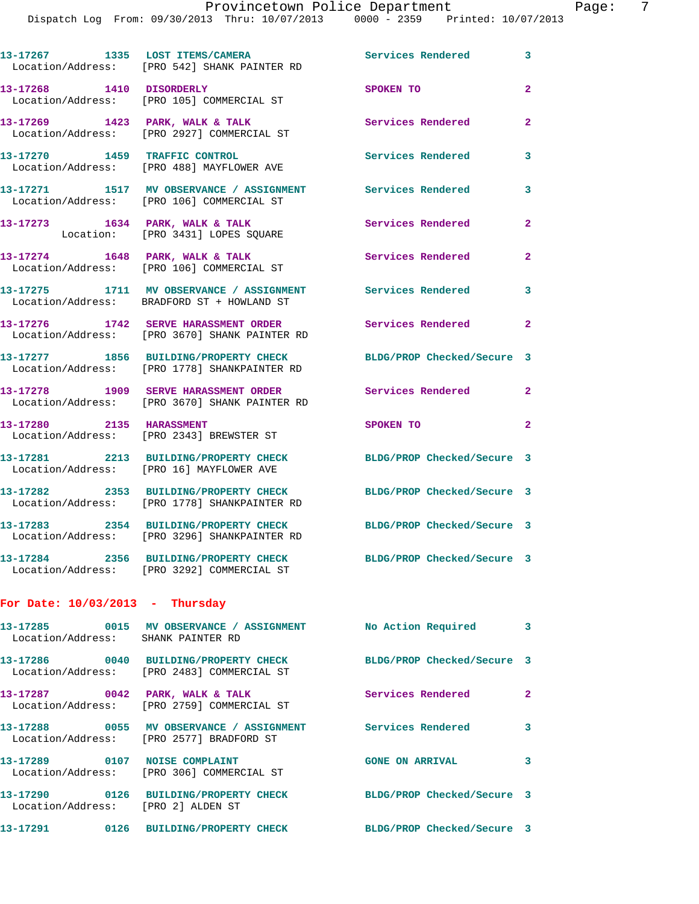13-17267 1335 LOST ITEMS/CAMERA Services Rendered 3
Location/Address: [PRO 542] SHANK PAINTER RD

13-17268 1410 DISORDERLY SPOKEN TO 2
Location/Address: [PRO 105] COMMERCIAL ST

13-17269 1423 PARK, WALK & TALK Services Rendered 2
Location/Address: [PRO 2927] COMMERCIAL ST

13-17270 1459 TRAFFIC CONTROL Services Rendered 3
Location/Address: [PRO 488] MAYFLOWER AVE

13-17271 1517 MV OBSERVANCE / ASSIGNMENT Services Rendered 3
Location/Address: [PRO 106] COMMERCIAL ST

13-17273 1634 PARK, WALK & TALK Services Rendered 2
Location: [PRO 3431] LOPES SQUARE

13-17274 1648 PARK, WALK & TALK Services Rendered 2
Location/Address: [PRO 106] COMMERCIAL ST

13-17275 1711 MV OBSERVANCE / ASSIGNMENT Services Rendered 3
Location/Address: BRADFORD ST + HOWLAND ST

13-17276 1742 SERVE HARASSMENT ORDER Services Rendered 2
Location/Address: [PRO 3670] SHANK PAINTER RD

13-17277 1856 BUILDING/PROPERTY CHECK BLDG/PROP Checked/Secure 3
Location/Address: [PRO 1778] SHANKPAINTER RD

13-17278 1909 SERVE HARASSMENT ORDER Services Rendered 2
Location/Address: [PRO 3670] SHANK PAINTER RD

13-17280 2135 HARASSMENT SPOKEN TO 2
Location/Address: [PRO 2343] BREWSTER ST

13-17281 2213 BUILDING/PROPERTY CHECK BLDG/PROP Checked/Secure 3
Location/Address: [PRO 16] MAYFLOWER AVE

13-17282 2353 BUILDING/PROPERTY CHECK BLDG/PROP Checked/Secure 3
Location/Address: [PRO 1778] SHANKPAINTER RD

13-17283 2354 BUILDING/PROPERTY CHECK BLDG/PROP Checked/Secure 3
Location/Address: [PRO 3296] SHANKPAINTER RD

13-17284 2356 BUILDING/PROPERTY CHECK BLDG/PROP Checked/Secure 3
Location/Address: [PRO 3292] COMMERCIAL ST

**For Date: 10/03/2013 - Thursday**

13-17285 0015 MV OBSERVANCE / ASSIGNMENT No Action Required 3
Location/Address: SHANK PAINTER RD

13-17286 0040 BUILDING/PROPERTY CHECK BLDG/PROP Checked/Secure 3
Location/Address: [PRO 2483] COMMERCIAL ST

13-17287 0042 PARK, WALK & TALK Services Rendered 2
Location/Address: [PRO 2759] COMMERCIAL ST

13-17288 0055 MV OBSERVANCE / ASSIGNMENT Services Rendered 3
Location/Address: [PRO 2577] BRADFORD ST

13-17289 0107 NOISE COMPLAINT GONE ON ARRIVAL 3
Location/Address: [PRO 306] COMMERCIAL ST

13-17290 0126 BUILDING/PROPERTY CHECK BLDG/PROP Checked/Secure 3
Location/Address: [PRO 2] ALDEN ST

13-17291 0126 BUILDING/PROPERTY CHECK BLDG/PROP Checked/Secure 3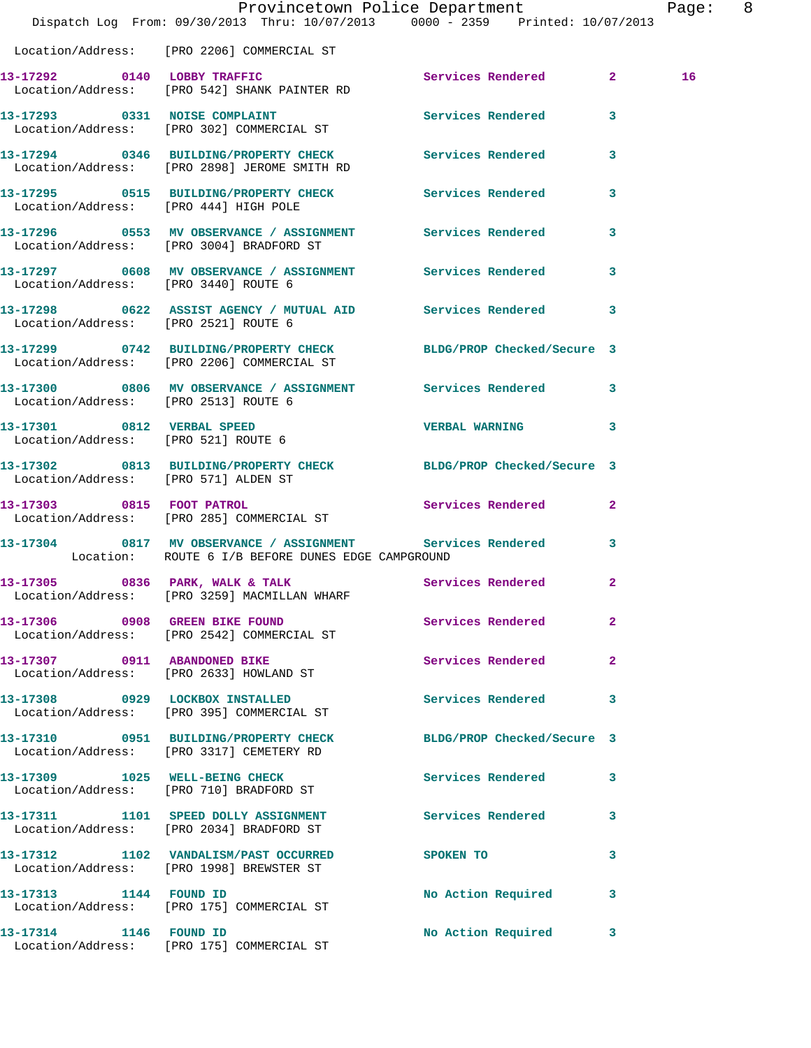Location/Address: [PRO 2206] COMMERCIAL ST

13-17292 0140 LOBBY TRAFFIC Services Rendered 2 16
Location/Address: [PRO 542] SHANK PAINTER RD

13-17293 0331 NOISE COMPLAINT Services Rendered 3
Location/Address: [PRO 302] COMMERCIAL ST

13-17294 0346 BUILDING/PROPERTY CHECK Services Rendered 3
Location/Address: [PRO 2898] JEROME SMITH RD

13-17295 0515 BUILDING/PROPERTY CHECK Services Rendered 3
Location/Address: [PRO 444] HIGH POLE

13-17296 0553 MV OBSERVANCE / ASSIGNMENT Services Rendered 3
Location/Address: [PRO 3004] BRADFORD ST

13-17297 0608 MV OBSERVANCE / ASSIGNMENT Services Rendered 3
Location/Address: [PRO 3440] ROUTE 6

13-17298 0622 ASSIST AGENCY / MUTUAL AID Services Rendered 3
Location/Address: [PRO 2521] ROUTE 6

13-17299 0742 BUILDING/PROPERTY CHECK BLDG/PROP Checked/Secure 3
Location/Address: [PRO 2206] COMMERCIAL ST

13-17300 0806 MV OBSERVANCE / ASSIGNMENT Services Rendered 3
Location/Address: [PRO 2513] ROUTE 6

13-17301 0812 VERBAL SPEED VERBAL WARNING 3
Location/Address: [PRO 521] ROUTE 6

13-17302 0813 BUILDING/PROPERTY CHECK BLDG/PROP Checked/Secure 3
Location/Address: [PRO 571] ALDEN ST

13-17303 0815 FOOT PATROL Services Rendered 2
Location/Address: [PRO 285] COMMERCIAL ST

13-17304 0817 MV OBSERVANCE / ASSIGNMENT Services Rendered 3
Location: ROUTE 6 I/B BEFORE DUNES EDGE CAMPGROUND

13-17305 0836 PARK, WALK & TALK Services Rendered 2
Location/Address: [PRO 3259] MACMILLAN WHARF

13-17306 0908 GREEN BIKE FOUND Services Rendered 2
Location/Address: [PRO 2542] COMMERCIAL ST

13-17307 0911 ABANDONED BIKE Services Rendered 2
Location/Address: [PRO 2633] HOWLAND ST

13-17308 0929 LOCKBOX INSTALLED Services Rendered 3
Location/Address: [PRO 395] COMMERCIAL ST

13-17310 0951 BUILDING/PROPERTY CHECK BLDG/PROP Checked/Secure 3
Location/Address: [PRO 3317] CEMETERY RD

13-17309 1025 WELL-BEING CHECK Services Rendered 3
Location/Address: [PRO 710] BRADFORD ST

13-17311 1101 SPEED DOLLY ASSIGNMENT Services Rendered 3
Location/Address: [PRO 2034] BRADFORD ST

13-17312 1102 VANDALISM/PAST OCCURRED SPOKEN TO 3
Location/Address: [PRO 1998] BREWSTER ST

13-17313 1144 FOUND ID No Action Required 3
Location/Address: [PRO 175] COMMERCIAL ST

13-17314 1146 FOUND ID No Action Required 3
Location/Address: [PRO 175] COMMERCIAL ST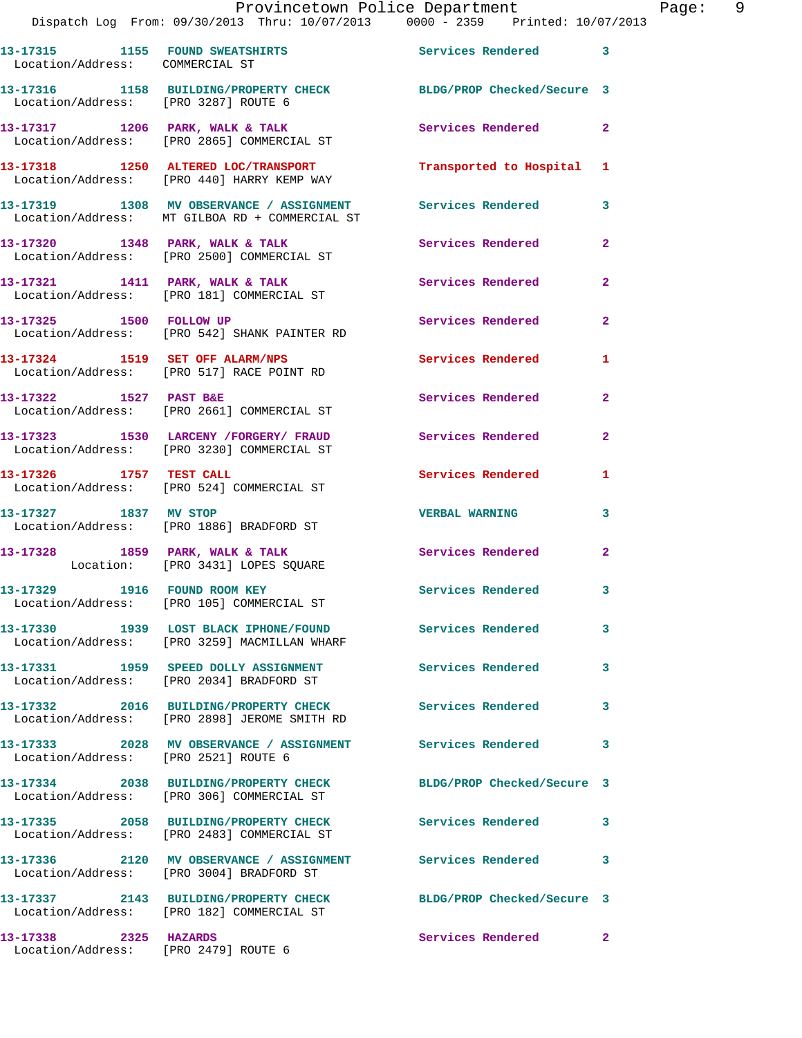13-17315 1155 FOUND SWEATSHIRTS Services Rendered 3
Location/Address: COMMERCIAL ST

13-17316 1158 BUILDING/PROPERTY CHECK BLDG/PROP Checked/Secure 3
Location/Address: [PRO 3287] ROUTE 6

13-17317 1206 PARK, WALK & TALK Services Rendered 2
Location/Address: [PRO 2865] COMMERCIAL ST

13-17318 1250 ALTERED LOC/TRANSPORT Transported to Hospital 1
Location/Address: [PRO 440] HARRY KEMP WAY

13-17319 1308 MV OBSERVANCE / ASSIGNMENT Services Rendered 3
Location/Address: MT GILBOA RD + COMMERCIAL ST

13-17320 1348 PARK, WALK & TALK Services Rendered 2
Location/Address: [PRO 2500] COMMERCIAL ST

13-17321 1411 PARK, WALK & TALK Services Rendered 2
Location/Address: [PRO 181] COMMERCIAL ST

13-17325 1500 FOLLOW UP Services Rendered 2
Location/Address: [PRO 542] SHANK PAINTER RD

13-17324 1519 SET OFF ALARM/NPS Services Rendered 1
Location/Address: [PRO 517] RACE POINT RD

13-17322 1527 PAST B&E Services Rendered 2
Location/Address: [PRO 2661] COMMERCIAL ST

13-17323 1530 LARCENY /FORGERY/ FRAUD Services Rendered 2
Location/Address: [PRO 3230] COMMERCIAL ST

13-17326 1757 TEST CALL Services Rendered 1
Location/Address: [PRO 524] COMMERCIAL ST

13-17327 1837 MV STOP VERBAL WARNING 3
Location/Address: [PRO 1886] BRADFORD ST

13-17328 1859 PARK, WALK & TALK Services Rendered 2
Location: [PRO 3431] LOPES SQUARE

13-17329 1916 FOUND ROOM KEY Services Rendered 3
Location/Address: [PRO 105] COMMERCIAL ST

13-17330 1939 LOST BLACK IPHONE/FOUND Services Rendered 3
Location/Address: [PRO 3259] MACMILLAN WHARF

13-17331 1959 SPEED DOLLY ASSIGNMENT Services Rendered 3
Location/Address: [PRO 2034] BRADFORD ST

13-17332 2016 BUILDING/PROPERTY CHECK Services Rendered 3
Location/Address: [PRO 2898] JEROME SMITH RD

13-17333 2028 MV OBSERVANCE / ASSIGNMENT Services Rendered 3
Location/Address: [PRO 2521] ROUTE 6

13-17334 2038 BUILDING/PROPERTY CHECK BLDG/PROP Checked/Secure 3
Location/Address: [PRO 306] COMMERCIAL ST

13-17335 2058 BUILDING/PROPERTY CHECK Services Rendered 3
Location/Address: [PRO 2483] COMMERCIAL ST

13-17336 2120 MV OBSERVANCE / ASSIGNMENT Services Rendered 3
Location/Address: [PRO 3004] BRADFORD ST

13-17337 2143 BUILDING/PROPERTY CHECK BLDG/PROP Checked/Secure 3
Location/Address: [PRO 182] COMMERCIAL ST

13-17338 2325 HAZARDS Services Rendered 2
Location/Address: [PRO 2479] ROUTE 6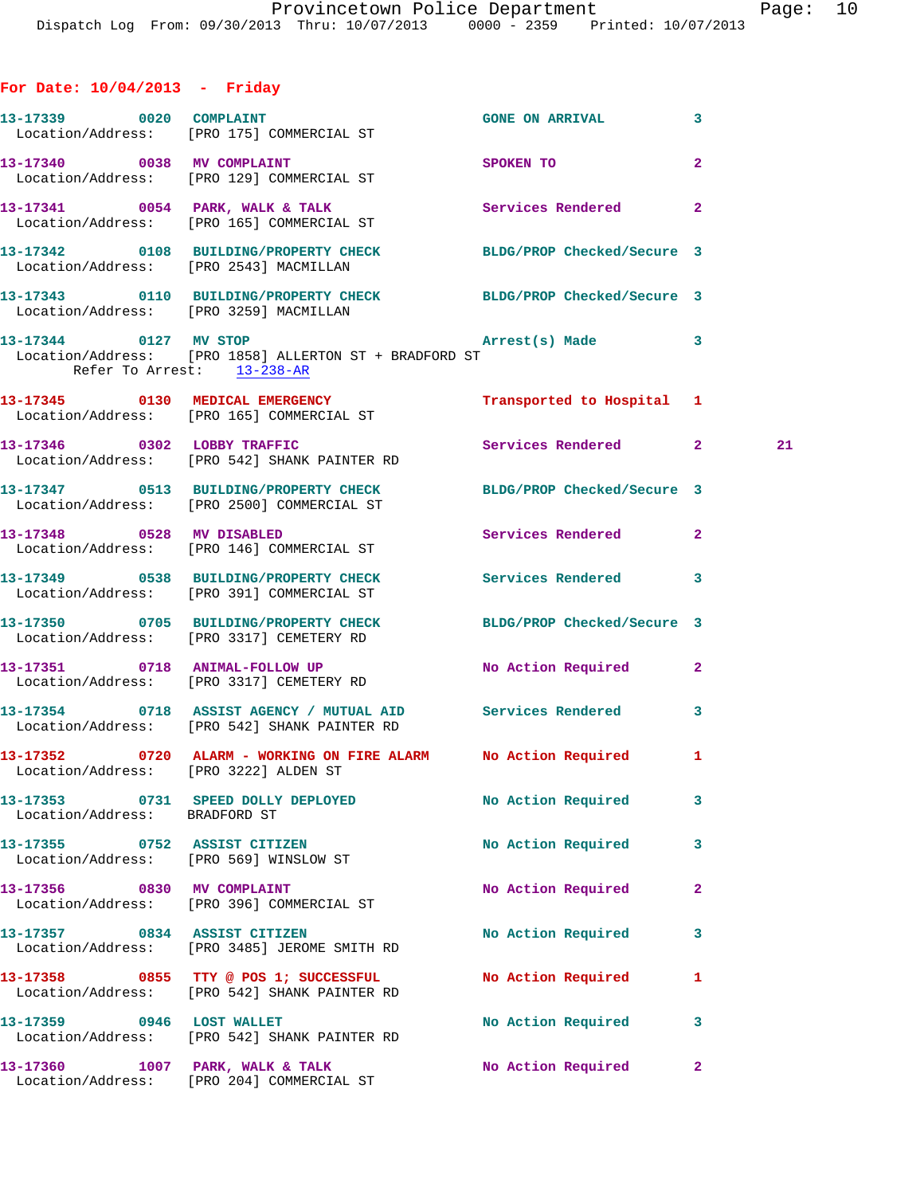## For Date: 10/04/2013 - Friday

**13-17339** 0020 COMPLAINT — GONE ON ARRIVAL — 3
Location/Address: [PRO 175] COMMERCIAL ST

**13-17340** 0038 MV COMPLAINT — SPOKEN TO — 2
Location/Address: [PRO 129] COMMERCIAL ST

**13-17341** 0054 PARK, WALK & TALK — Services Rendered — 2
Location/Address: [PRO 165] COMMERCIAL ST

**13-17342** 0108 BUILDING/PROPERTY CHECK — BLDG/PROP Checked/Secure — 3
Location/Address: [PRO 2543] MACMILLAN

**13-17343** 0110 BUILDING/PROPERTY CHECK — BLDG/PROP Checked/Secure — 3
Location/Address: [PRO 3259] MACMILLAN

**13-17344** 0127 MV STOP — Arrest(s) Made — 3
Location/Address: [PRO 1858] ALLERTON ST + BRADFORD ST
Refer To Arrest: 13-238-AR

**13-17345** 0130 MEDICAL EMERGENCY — Transported to Hospital — 1
Location/Address: [PRO 165] COMMERCIAL ST

**13-17346** 0302 LOBBY TRAFFIC — Services Rendered — 2 — 21
Location/Address: [PRO 542] SHANK PAINTER RD

**13-17347** 0513 BUILDING/PROPERTY CHECK — BLDG/PROP Checked/Secure — 3
Location/Address: [PRO 2500] COMMERCIAL ST

**13-17348** 0528 MV DISABLED — Services Rendered — 2
Location/Address: [PRO 146] COMMERCIAL ST

**13-17349** 0538 BUILDING/PROPERTY CHECK — Services Rendered — 3
Location/Address: [PRO 391] COMMERCIAL ST

**13-17350** 0705 BUILDING/PROPERTY CHECK — BLDG/PROP Checked/Secure — 3
Location/Address: [PRO 3317] CEMETERY RD

**13-17351** 0718 ANIMAL-FOLLOW UP — No Action Required — 2
Location/Address: [PRO 3317] CEMETERY RD

**13-17354** 0718 ASSIST AGENCY / MUTUAL AID — Services Rendered — 3
Location/Address: [PRO 542] SHANK PAINTER RD

**13-17352** 0720 ALARM - WORKING ON FIRE ALARM — No Action Required — 1
Location/Address: [PRO 3222] ALDEN ST

**13-17353** 0731 SPEED DOLLY DEPLOYED — No Action Required — 3
Location/Address: BRADFORD ST

**13-17355** 0752 ASSIST CITIZEN — No Action Required — 3
Location/Address: [PRO 569] WINSLOW ST

**13-17356** 0830 MV COMPLAINT — No Action Required — 2
Location/Address: [PRO 396] COMMERCIAL ST

**13-17357** 0834 ASSIST CITIZEN — No Action Required — 3
Location/Address: [PRO 3485] JEROME SMITH RD

**13-17358** 0855 TTY @ POS 1; SUCCESSFUL — No Action Required — 1
Location/Address: [PRO 542] SHANK PAINTER RD

**13-17359** 0946 LOST WALLET — No Action Required — 3
Location/Address: [PRO 542] SHANK PAINTER RD

**13-17360** 1007 PARK, WALK & TALK — No Action Required — 2
Location/Address: [PRO 204] COMMERCIAL ST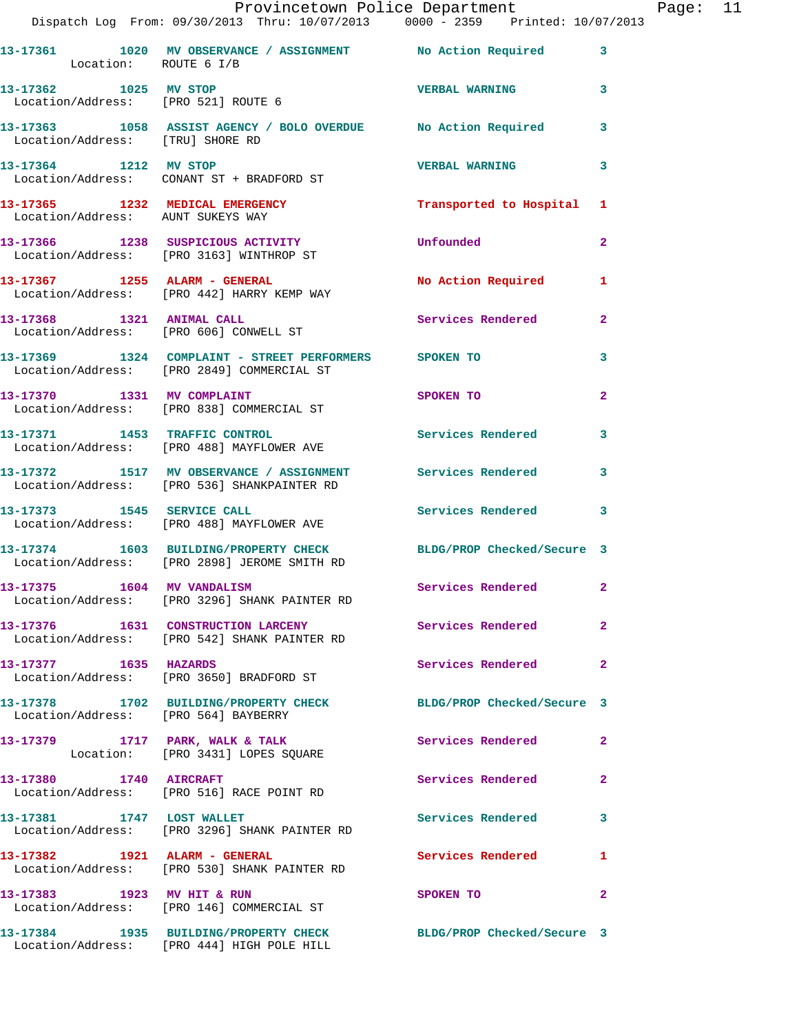13-17361 1020 MV OBSERVANCE / ASSIGNMENT No Action Required 3
Location: ROUTE 6 I/B

13-17362 1025 MV STOP VERBAL WARNING 3
Location/Address: [PRO 521] ROUTE 6

13-17363 1058 ASSIST AGENCY / BOLO OVERDUE No Action Required 3
Location/Address: [TRU] SHORE RD

13-17364 1212 MV STOP VERBAL WARNING 3
Location/Address: CONANT ST + BRADFORD ST

13-17365 1232 MEDICAL EMERGENCY Transported to Hospital 1
Location/Address: AUNT SUKEYS WAY

13-17366 1238 SUSPICIOUS ACTIVITY Unfounded 2
Location/Address: [PRO 3163] WINTHROP ST

13-17367 1255 ALARM - GENERAL No Action Required 1
Location/Address: [PRO 442] HARRY KEMP WAY

13-17368 1321 ANIMAL CALL Services Rendered 2
Location/Address: [PRO 606] CONWELL ST

13-17369 1324 COMPLAINT - STREET PERFORMERS SPOKEN TO 3
Location/Address: [PRO 2849] COMMERCIAL ST

13-17370 1331 MV COMPLAINT SPOKEN TO 2
Location/Address: [PRO 838] COMMERCIAL ST

13-17371 1453 TRAFFIC CONTROL Services Rendered 3
Location/Address: [PRO 488] MAYFLOWER AVE

13-17372 1517 MV OBSERVANCE / ASSIGNMENT Services Rendered 3
Location/Address: [PRO 536] SHANKPAINTER RD

13-17373 1545 SERVICE CALL Services Rendered 3
Location/Address: [PRO 488] MAYFLOWER AVE

13-17374 1603 BUILDING/PROPERTY CHECK BLDG/PROP Checked/Secure 3
Location/Address: [PRO 2898] JEROME SMITH RD

13-17375 1604 MV VANDALISM Services Rendered 2
Location/Address: [PRO 3296] SHANK PAINTER RD

13-17376 1631 CONSTRUCTION LARCENY Services Rendered 2
Location/Address: [PRO 542] SHANK PAINTER RD

13-17377 1635 HAZARDS Services Rendered 2
Location/Address: [PRO 3650] BRADFORD ST

13-17378 1702 BUILDING/PROPERTY CHECK BLDG/PROP Checked/Secure 3
Location/Address: [PRO 564] BAYBERRY

13-17379 1717 PARK, WALK & TALK Services Rendered 2
Location: [PRO 3431] LOPES SQUARE

13-17380 1740 AIRCRAFT Services Rendered 2
Location/Address: [PRO 516] RACE POINT RD

13-17381 1747 LOST WALLET Services Rendered 3
Location/Address: [PRO 3296] SHANK PAINTER RD

13-17382 1921 ALARM - GENERAL Services Rendered 1
Location/Address: [PRO 530] SHANK PAINTER RD

13-17383 1923 MV HIT & RUN SPOKEN TO 2
Location/Address: [PRO 146] COMMERCIAL ST

13-17384 1935 BUILDING/PROPERTY CHECK BLDG/PROP Checked/Secure 3
Location/Address: [PRO 444] HIGH POLE HILL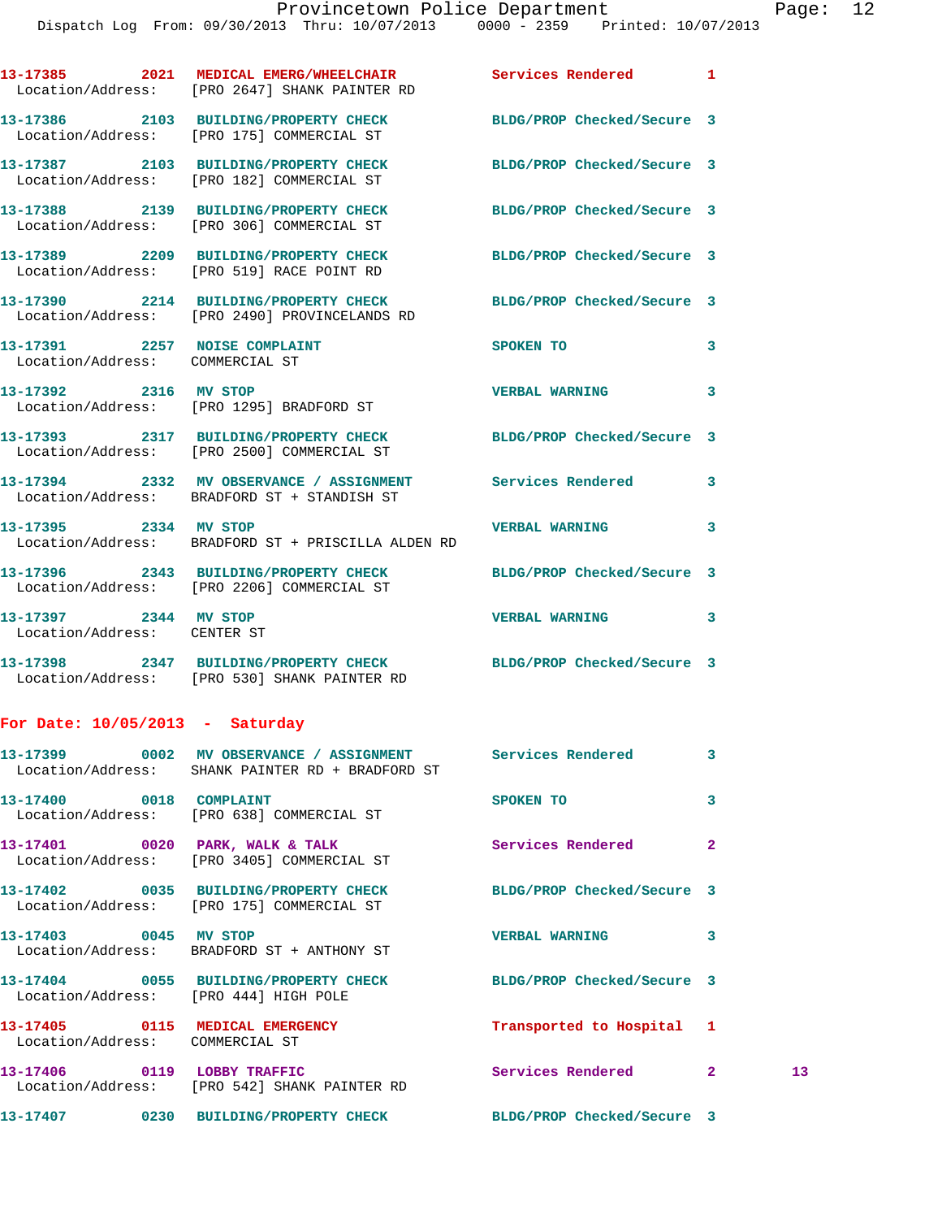13-17385 2021 MEDICAL EMERG/WHEELCHAIR Services Rendered 1
Location/Address: [PRO 2647] SHANK PAINTER RD

13-17386 2103 BUILDING/PROPERTY CHECK BLDG/PROP Checked/Secure 3
Location/Address: [PRO 175] COMMERCIAL ST

13-17387 2103 BUILDING/PROPERTY CHECK BLDG/PROP Checked/Secure 3
Location/Address: [PRO 182] COMMERCIAL ST

13-17388 2139 BUILDING/PROPERTY CHECK BLDG/PROP Checked/Secure 3
Location/Address: [PRO 306] COMMERCIAL ST

13-17389 2209 BUILDING/PROPERTY CHECK BLDG/PROP Checked/Secure 3
Location/Address: [PRO 519] RACE POINT RD

13-17390 2214 BUILDING/PROPERTY CHECK BLDG/PROP Checked/Secure 3
Location/Address: [PRO 2490] PROVINCELANDS RD

13-17391 2257 NOISE COMPLAINT SPOKEN TO 3
Location/Address: COMMERCIAL ST

13-17392 2316 MV STOP VERBAL WARNING 3
Location/Address: [PRO 1295] BRADFORD ST

13-17393 2317 BUILDING/PROPERTY CHECK BLDG/PROP Checked/Secure 3
Location/Address: [PRO 2500] COMMERCIAL ST

13-17394 2332 MV OBSERVANCE / ASSIGNMENT Services Rendered 3
Location/Address: BRADFORD ST + STANDISH ST

13-17395 2334 MV STOP VERBAL WARNING 3
Location/Address: BRADFORD ST + PRISCILLA ALDEN RD

13-17396 2343 BUILDING/PROPERTY CHECK BLDG/PROP Checked/Secure 3
Location/Address: [PRO 2206] COMMERCIAL ST

13-17397 2344 MV STOP VERBAL WARNING 3
Location/Address: CENTER ST

13-17398 2347 BUILDING/PROPERTY CHECK BLDG/PROP Checked/Secure 3
Location/Address: [PRO 530] SHANK PAINTER RD

**For Date: 10/05/2013 - Saturday**

13-17399 0002 MV OBSERVANCE / ASSIGNMENT Services Rendered 3
Location/Address: SHANK PAINTER RD + BRADFORD ST

13-17400 0018 COMPLAINT SPOKEN TO 3
Location/Address: [PRO 638] COMMERCIAL ST

13-17401 0020 PARK, WALK & TALK Services Rendered 2
Location/Address: [PRO 3405] COMMERCIAL ST

13-17402 0035 BUILDING/PROPERTY CHECK BLDG/PROP Checked/Secure 3
Location/Address: [PRO 175] COMMERCIAL ST

13-17403 0045 MV STOP VERBAL WARNING 3
Location/Address: BRADFORD ST + ANTHONY ST

13-17404 0055 BUILDING/PROPERTY CHECK BLDG/PROP Checked/Secure 3
Location/Address: [PRO 444] HIGH POLE

13-17405 0115 MEDICAL EMERGENCY Transported to Hospital 1
Location/Address: COMMERCIAL ST

13-17406 0119 LOBBY TRAFFIC Services Rendered 2 13
Location/Address: [PRO 542] SHANK PAINTER RD

13-17407 0230 BUILDING/PROPERTY CHECK BLDG/PROP Checked/Secure 3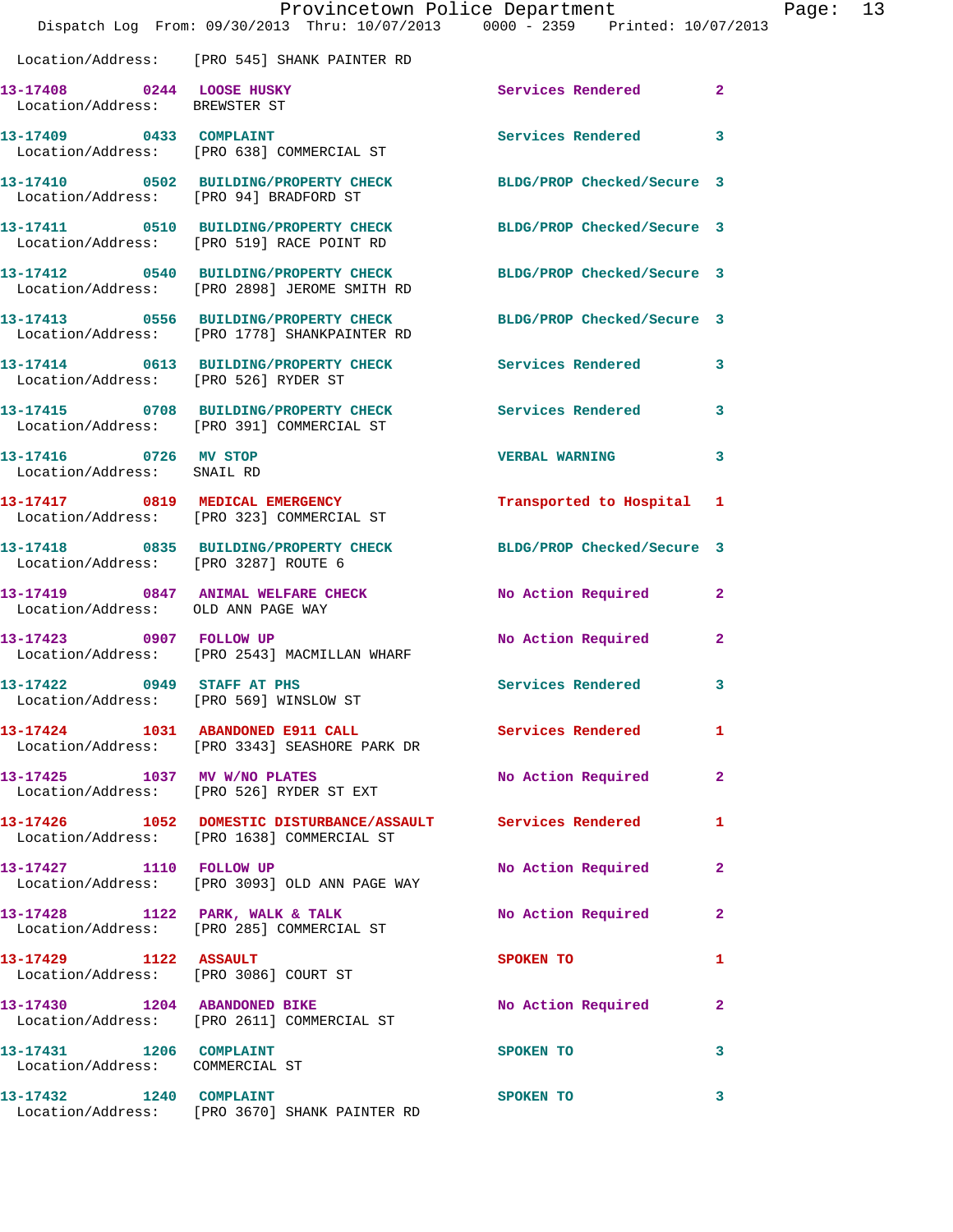Location/Address: [PRO 545] SHANK PAINTER RD

13-17408 0244 LOOSE HUSKY Services Rendered 2
Location/Address: BREWSTER ST

13-17409 0433 COMPLAINT Services Rendered 3
Location/Address: [PRO 638] COMMERCIAL ST

13-17410 0502 BUILDING/PROPERTY CHECK BLDG/PROP Checked/Secure 3
Location/Address: [PRO 94] BRADFORD ST

13-17411 0510 BUILDING/PROPERTY CHECK BLDG/PROP Checked/Secure 3
Location/Address: [PRO 519] RACE POINT RD

13-17412 0540 BUILDING/PROPERTY CHECK BLDG/PROP Checked/Secure 3
Location/Address: [PRO 2898] JEROME SMITH RD

13-17413 0556 BUILDING/PROPERTY CHECK BLDG/PROP Checked/Secure 3
Location/Address: [PRO 1778] SHANKPAINTER RD

13-17414 0613 BUILDING/PROPERTY CHECK Services Rendered 3
Location/Address: [PRO 526] RYDER ST

13-17415 0708 BUILDING/PROPERTY CHECK Services Rendered 3
Location/Address: [PRO 391] COMMERCIAL ST

13-17416 0726 MV STOP VERBAL WARNING 3
Location/Address: SNAIL RD

13-17417 0819 MEDICAL EMERGENCY Transported to Hospital 1
Location/Address: [PRO 323] COMMERCIAL ST

13-17418 0835 BUILDING/PROPERTY CHECK BLDG/PROP Checked/Secure 3
Location/Address: [PRO 3287] ROUTE 6

13-17419 0847 ANIMAL WELFARE CHECK No Action Required 2
Location/Address: OLD ANN PAGE WAY

13-17423 0907 FOLLOW UP No Action Required 2
Location/Address: [PRO 2543] MACMILLAN WHARF

13-17422 0949 STAFF AT PHS Services Rendered 3
Location/Address: [PRO 569] WINSLOW ST

13-17424 1031 ABANDONED E911 CALL Services Rendered 1
Location/Address: [PRO 3343] SEASHORE PARK DR

13-17425 1037 MV W/NO PLATES No Action Required 2
Location/Address: [PRO 526] RYDER ST EXT

13-17426 1052 DOMESTIC DISTURBANCE/ASSAULT Services Rendered 1
Location/Address: [PRO 1638] COMMERCIAL ST

13-17427 1110 FOLLOW UP No Action Required 2
Location/Address: [PRO 3093] OLD ANN PAGE WAY

13-17428 1122 PARK, WALK & TALK No Action Required 2
Location/Address: [PRO 285] COMMERCIAL ST

13-17429 1122 ASSAULT SPOKEN TO 1
Location/Address: [PRO 3086] COURT ST

13-17430 1204 ABANDONED BIKE No Action Required 2
Location/Address: [PRO 2611] COMMERCIAL ST

13-17431 1206 COMPLAINT SPOKEN TO 3
Location/Address: COMMERCIAL ST

13-17432 1240 COMPLAINT SPOKEN TO 3
Location/Address: [PRO 3670] SHANK PAINTER RD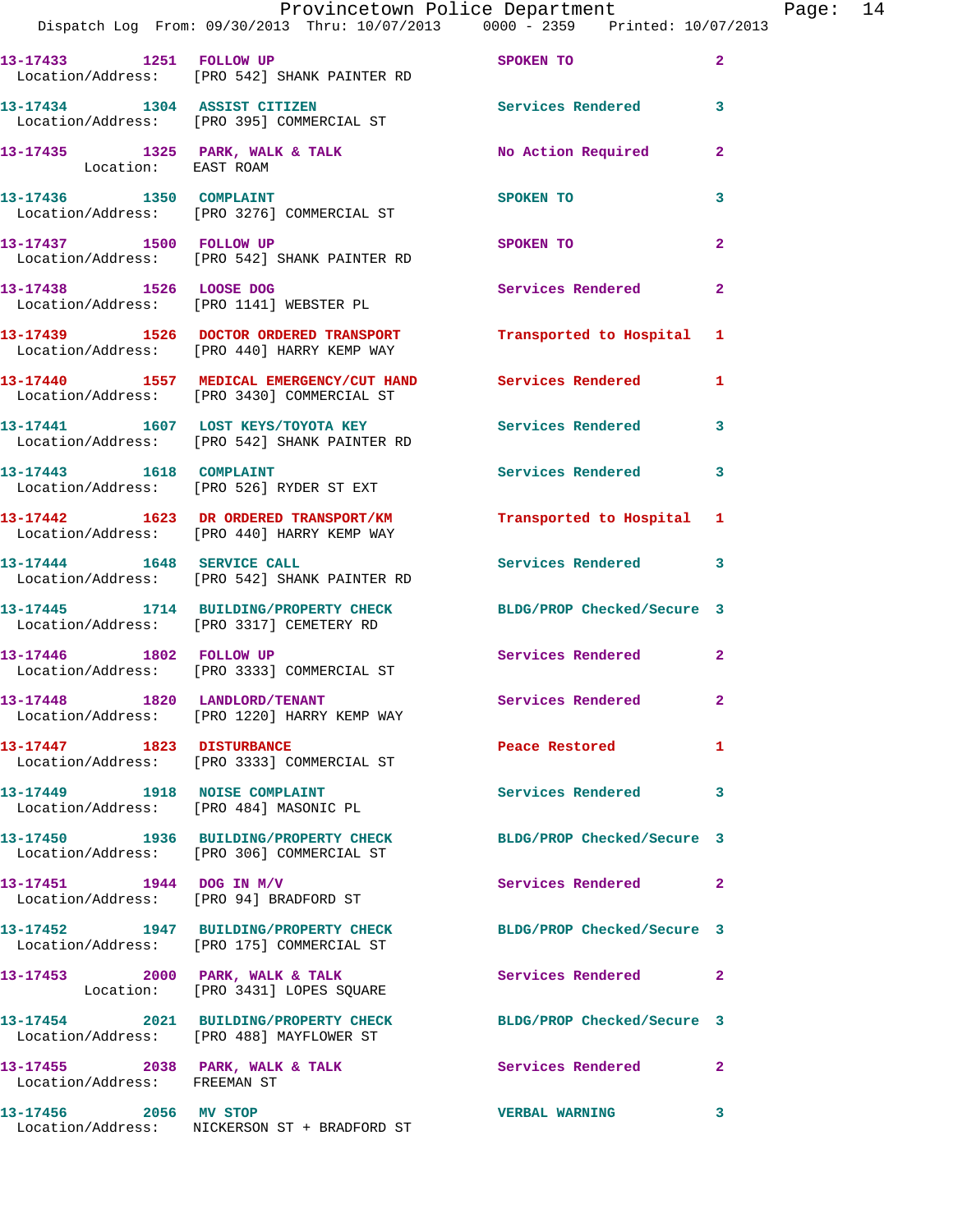| Call Number | Time | Call Reason | Action | Priority |
|---|---|---|---|---|
| 13-17433 | 1251 | FOLLOW UP | SPOKEN TO | 2 |
| Location/Address: [PRO 542] SHANK PAINTER RD | | | | |
| 13-17434 | 1304 | ASSIST CITIZEN | Services Rendered | 3 |
| Location/Address: [PRO 395] COMMERCIAL ST | | | | |
| 13-17435 | 1325 | PARK, WALK & TALK | No Action Required | 2 |
| Location: EAST ROAM | | | | |
| 13-17436 | 1350 | COMPLAINT | SPOKEN TO | 3 |
| Location/Address: [PRO 3276] COMMERCIAL ST | | | | |
| 13-17437 | 1500 | FOLLOW UP | SPOKEN TO | 2 |
| Location/Address: [PRO 542] SHANK PAINTER RD | | | | |
| 13-17438 | 1526 | LOOSE DOG | Services Rendered | 2 |
| Location/Address: [PRO 1141] WEBSTER PL | | | | |
| 13-17439 | 1526 | DOCTOR ORDERED TRANSPORT | Transported to Hospital | 1 |
| Location/Address: [PRO 440] HARRY KEMP WAY | | | | |
| 13-17440 | 1557 | MEDICAL EMERGENCY/CUT HAND | Services Rendered | 1 |
| Location/Address: [PRO 3430] COMMERCIAL ST | | | | |
| 13-17441 | 1607 | LOST KEYS/TOYOTA KEY | Services Rendered | 3 |
| Location/Address: [PRO 542] SHANK PAINTER RD | | | | |
| 13-17443 | 1618 | COMPLAINT | Services Rendered | 3 |
| Location/Address: [PRO 526] RYDER ST EXT | | | | |
| 13-17442 | 1623 | DR ORDERED TRANSPORT/KM | Transported to Hospital | 1 |
| Location/Address: [PRO 440] HARRY KEMP WAY | | | | |
| 13-17444 | 1648 | SERVICE CALL | Services Rendered | 3 |
| Location/Address: [PRO 542] SHANK PAINTER RD | | | | |
| 13-17445 | 1714 | BUILDING/PROPERTY CHECK | BLDG/PROP Checked/Secure | 3 |
| Location/Address: [PRO 3317] CEMETERY RD | | | | |
| 13-17446 | 1802 | FOLLOW UP | Services Rendered | 2 |
| Location/Address: [PRO 3333] COMMERCIAL ST | | | | |
| 13-17448 | 1820 | LANDLORD/TENANT | Services Rendered | 2 |
| Location/Address: [PRO 1220] HARRY KEMP WAY | | | | |
| 13-17447 | 1823 | DISTURBANCE | Peace Restored | 1 |
| Location/Address: [PRO 3333] COMMERCIAL ST | | | | |
| 13-17449 | 1918 | NOISE COMPLAINT | Services Rendered | 3 |
| Location/Address: [PRO 484] MASONIC PL | | | | |
| 13-17450 | 1936 | BUILDING/PROPERTY CHECK | BLDG/PROP Checked/Secure | 3 |
| Location/Address: [PRO 306] COMMERCIAL ST | | | | |
| 13-17451 | 1944 | DOG IN M/V | Services Rendered | 2 |
| Location/Address: [PRO 94] BRADFORD ST | | | | |
| 13-17452 | 1947 | BUILDING/PROPERTY CHECK | BLDG/PROP Checked/Secure | 3 |
| Location/Address: [PRO 175] COMMERCIAL ST | | | | |
| 13-17453 | 2000 | PARK, WALK & TALK | Services Rendered | 2 |
| Location: [PRO 3431] LOPES SQUARE | | | | |
| 13-17454 | 2021 | BUILDING/PROPERTY CHECK | BLDG/PROP Checked/Secure | 3 |
| Location/Address: [PRO 488] MAYFLOWER ST | | | | |
| 13-17455 | 2038 | PARK, WALK & TALK | Services Rendered | 2 |
| Location/Address: FREEMAN ST | | | | |
| 13-17456 | 2056 | MV STOP | VERBAL WARNING | 3 |
| Location/Address: NICKERSON ST + BRADFORD ST | | | | |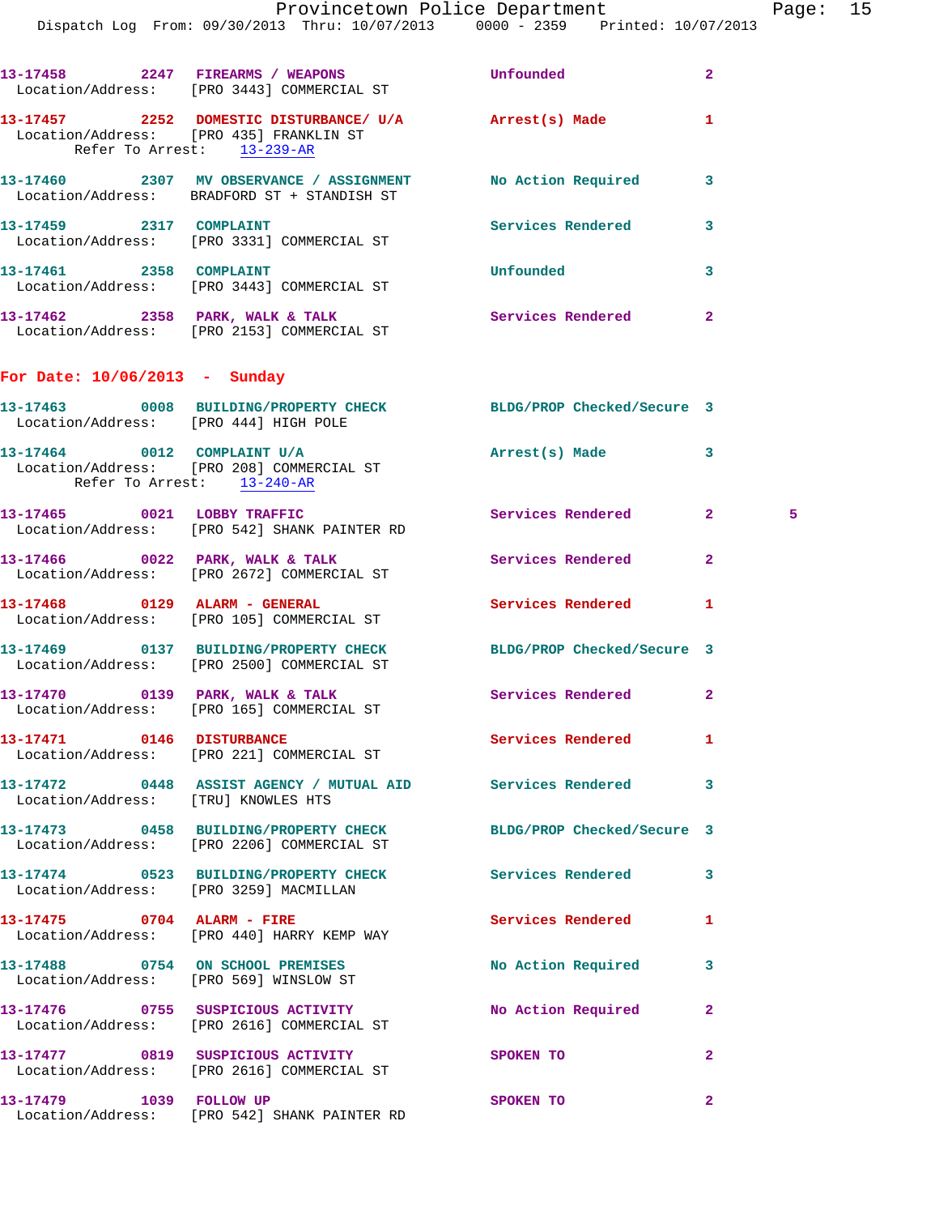13-17458 2247 FIREARMS / WEAPONS Unfounded 2
Location/Address: [PRO 3443] COMMERCIAL ST

13-17457 2252 DOMESTIC DISTURBANCE/ U/A Arrest(s) Made 1
Location/Address: [PRO 435] FRANKLIN ST
Refer To Arrest: 13-239-AR

13-17460 2307 MV OBSERVANCE / ASSIGNMENT No Action Required 3
Location/Address: BRADFORD ST + STANDISH ST

13-17459 2317 COMPLAINT Services Rendered 3
Location/Address: [PRO 3331] COMMERCIAL ST

13-17461 2358 COMPLAINT Unfounded 3
Location/Address: [PRO 3443] COMMERCIAL ST

13-17462 2358 PARK, WALK & TALK Services Rendered 2
Location/Address: [PRO 2153] COMMERCIAL ST

**For Date: 10/06/2013 - Sunday**

13-17463 0008 BUILDING/PROPERTY CHECK BLDG/PROP Checked/Secure 3
Location/Address: [PRO 444] HIGH POLE

13-17464 0012 COMPLAINT U/A Arrest(s) Made 3
Location/Address: [PRO 208] COMMERCIAL ST
Refer To Arrest: 13-240-AR

13-17465 0021 LOBBY TRAFFIC Services Rendered 2 5
Location/Address: [PRO 542] SHANK PAINTER RD

13-17466 0022 PARK, WALK & TALK Services Rendered 2
Location/Address: [PRO 2672] COMMERCIAL ST

13-17468 0129 ALARM - GENERAL Services Rendered 1
Location/Address: [PRO 105] COMMERCIAL ST

13-17469 0137 BUILDING/PROPERTY CHECK BLDG/PROP Checked/Secure 3
Location/Address: [PRO 2500] COMMERCIAL ST

13-17470 0139 PARK, WALK & TALK Services Rendered 2
Location/Address: [PRO 165] COMMERCIAL ST

13-17471 0146 DISTURBANCE Services Rendered 1
Location/Address: [PRO 221] COMMERCIAL ST

13-17472 0448 ASSIST AGENCY / MUTUAL AID Services Rendered 3
Location/Address: [TRU] KNOWLES HTS

13-17473 0458 BUILDING/PROPERTY CHECK BLDG/PROP Checked/Secure 3
Location/Address: [PRO 2206] COMMERCIAL ST

13-17474 0523 BUILDING/PROPERTY CHECK Services Rendered 3
Location/Address: [PRO 3259] MACMILLAN

13-17475 0704 ALARM - FIRE Services Rendered 1
Location/Address: [PRO 440] HARRY KEMP WAY

13-17488 0754 ON SCHOOL PREMISES No Action Required 3
Location/Address: [PRO 569] WINSLOW ST

13-17476 0755 SUSPICIOUS ACTIVITY No Action Required 2
Location/Address: [PRO 2616] COMMERCIAL ST

13-17477 0819 SUSPICIOUS ACTIVITY SPOKEN TO 2
Location/Address: [PRO 2616] COMMERCIAL ST

13-17479 1039 FOLLOW UP SPOKEN TO 2
Location/Address: [PRO 542] SHANK PAINTER RD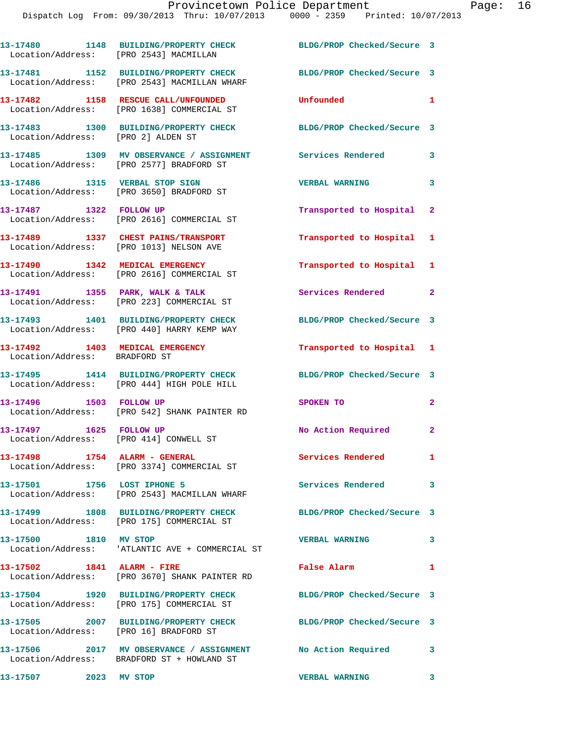| Call # | Time | Call Reason | Action | Priority |
|---|---|---|---|---|
| 13-17480 | 1148 | BUILDING/PROPERTY CHECK | BLDG/PROP Checked/Secure | 3 |
| Location/Address: [PRO 2543] MACMILLAN | | | | |
| 13-17481 | 1152 | BUILDING/PROPERTY CHECK | BLDG/PROP Checked/Secure | 3 |
| Location/Address: [PRO 2543] MACMILLAN WHARF | | | | |
| 13-17482 | 1158 | RESCUE CALL/UNFOUNDED | Unfounded | 1 |
| Location/Address: [PRO 1638] COMMERCIAL ST | | | | |
| 13-17483 | 1300 | BUILDING/PROPERTY CHECK | BLDG/PROP Checked/Secure | 3 |
| Location/Address: [PRO 2] ALDEN ST | | | | |
| 13-17485 | 1309 | MV OBSERVANCE / ASSIGNMENT | Services Rendered | 3 |
| Location/Address: [PRO 2577] BRADFORD ST | | | | |
| 13-17486 | 1315 | VERBAL STOP SIGN | VERBAL WARNING | 3 |
| Location/Address: [PRO 3650] BRADFORD ST | | | | |
| 13-17487 | 1322 | FOLLOW UP | Transported to Hospital | 2 |
| Location/Address: [PRO 2616] COMMERCIAL ST | | | | |
| 13-17489 | 1337 | CHEST PAINS/TRANSPORT | Transported to Hospital | 1 |
| Location/Address: [PRO 1013] NELSON AVE | | | | |
| 13-17490 | 1342 | MEDICAL EMERGENCY | Transported to Hospital | 1 |
| Location/Address: [PRO 2616] COMMERCIAL ST | | | | |
| 13-17491 | 1355 | PARK, WALK & TALK | Services Rendered | 2 |
| Location/Address: [PRO 223] COMMERCIAL ST | | | | |
| 13-17493 | 1401 | BUILDING/PROPERTY CHECK | BLDG/PROP Checked/Secure | 3 |
| Location/Address: [PRO 440] HARRY KEMP WAY | | | | |
| 13-17492 | 1403 | MEDICAL EMERGENCY | Transported to Hospital | 1 |
| Location/Address: BRADFORD ST | | | | |
| 13-17495 | 1414 | BUILDING/PROPERTY CHECK | BLDG/PROP Checked/Secure | 3 |
| Location/Address: [PRO 444] HIGH POLE HILL | | | | |
| 13-17496 | 1503 | FOLLOW UP | SPOKEN TO | 2 |
| Location/Address: [PRO 542] SHANK PAINTER RD | | | | |
| 13-17497 | 1625 | FOLLOW UP | No Action Required | 2 |
| Location/Address: [PRO 414] CONWELL ST | | | | |
| 13-17498 | 1754 | ALARM - GENERAL | Services Rendered | 1 |
| Location/Address: [PRO 3374] COMMERCIAL ST | | | | |
| 13-17501 | 1756 | LOST IPHONE 5 | Services Rendered | 3 |
| Location/Address: [PRO 2543] MACMILLAN WHARF | | | | |
| 13-17499 | 1808 | BUILDING/PROPERTY CHECK | BLDG/PROP Checked/Secure | 3 |
| Location/Address: [PRO 175] COMMERCIAL ST | | | | |
| 13-17500 | 1810 | MV STOP | VERBAL WARNING | 3 |
| Location/Address: 'ATLANTIC AVE + COMMERCIAL ST | | | | |
| 13-17502 | 1841 | ALARM - FIRE | False Alarm | 1 |
| Location/Address: [PRO 3670] SHANK PAINTER RD | | | | |
| 13-17504 | 1920 | BUILDING/PROPERTY CHECK | BLDG/PROP Checked/Secure | 3 |
| Location/Address: [PRO 175] COMMERCIAL ST | | | | |
| 13-17505 | 2007 | BUILDING/PROPERTY CHECK | BLDG/PROP Checked/Secure | 3 |
| Location/Address: [PRO 16] BRADFORD ST | | | | |
| 13-17506 | 2017 | MV OBSERVANCE / ASSIGNMENT | No Action Required | 3 |
| Location/Address: BRADFORD ST + HOWLAND ST | | | | |
| 13-17507 | 2023 | MV STOP | VERBAL WARNING | 3 |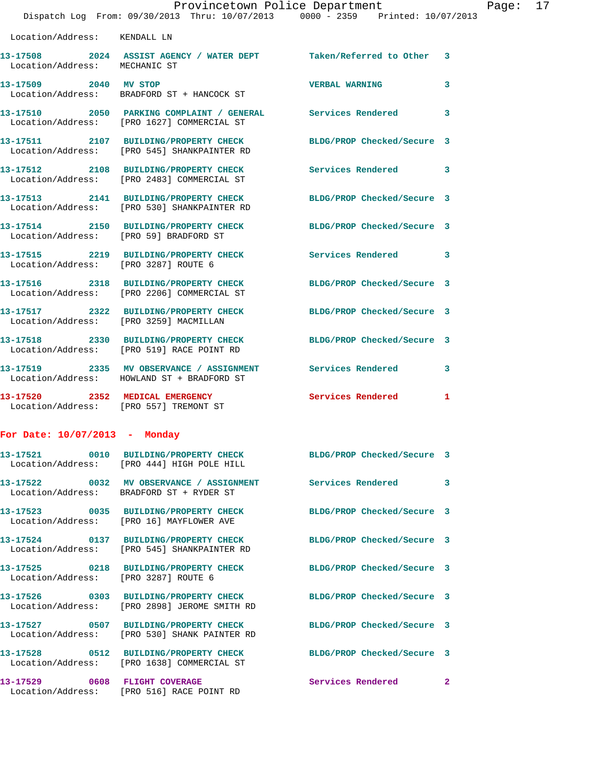Location/Address: KENDALL LN

13-17508 2024 ASSIST AGENCY / WATER DEPT Taken/Referred to Other 3
Location/Address: MECHANIC ST

13-17509 2040 MV STOP VERBAL WARNING 3
Location/Address: BRADFORD ST + HANCOCK ST

13-17510 2050 PARKING COMPLAINT / GENERAL Services Rendered 3
Location/Address: [PRO 1627] COMMERCIAL ST

13-17511 2107 BUILDING/PROPERTY CHECK BLDG/PROP Checked/Secure 3
Location/Address: [PRO 545] SHANKPAINTER RD

13-17512 2108 BUILDING/PROPERTY CHECK Services Rendered 3
Location/Address: [PRO 2483] COMMERCIAL ST

13-17513 2141 BUILDING/PROPERTY CHECK BLDG/PROP Checked/Secure 3
Location/Address: [PRO 530] SHANKPAINTER RD

13-17514 2150 BUILDING/PROPERTY CHECK BLDG/PROP Checked/Secure 3
Location/Address: [PRO 59] BRADFORD ST

13-17515 2219 BUILDING/PROPERTY CHECK Services Rendered 3
Location/Address: [PRO 3287] ROUTE 6

13-17516 2318 BUILDING/PROPERTY CHECK BLDG/PROP Checked/Secure 3
Location/Address: [PRO 2206] COMMERCIAL ST

13-17517 2322 BUILDING/PROPERTY CHECK BLDG/PROP Checked/Secure 3
Location/Address: [PRO 3259] MACMILLAN

13-17518 2330 BUILDING/PROPERTY CHECK BLDG/PROP Checked/Secure 3
Location/Address: [PRO 519] RACE POINT RD

13-17519 2335 MV OBSERVANCE / ASSIGNMENT Services Rendered 3
Location/Address: HOWLAND ST + BRADFORD ST

13-17520 2352 MEDICAL EMERGENCY Services Rendered 1
Location/Address: [PRO 557] TREMONT ST

## For Date: 10/07/2013 - Monday

13-17521 0010 BUILDING/PROPERTY CHECK BLDG/PROP Checked/Secure 3
Location/Address: [PRO 444] HIGH POLE HILL

13-17522 0032 MV OBSERVANCE / ASSIGNMENT Services Rendered 3
Location/Address: BRADFORD ST + RYDER ST

13-17523 0035 BUILDING/PROPERTY CHECK BLDG/PROP Checked/Secure 3
Location/Address: [PRO 16] MAYFLOWER AVE

13-17524 0137 BUILDING/PROPERTY CHECK BLDG/PROP Checked/Secure 3
Location/Address: [PRO 545] SHANKPAINTER RD

13-17525 0218 BUILDING/PROPERTY CHECK BLDG/PROP Checked/Secure 3
Location/Address: [PRO 3287] ROUTE 6

13-17526 0303 BUILDING/PROPERTY CHECK BLDG/PROP Checked/Secure 3
Location/Address: [PRO 2898] JEROME SMITH RD

13-17527 0507 BUILDING/PROPERTY CHECK BLDG/PROP Checked/Secure 3
Location/Address: [PRO 530] SHANK PAINTER RD

13-17528 0512 BUILDING/PROPERTY CHECK BLDG/PROP Checked/Secure 3
Location/Address: [PRO 1638] COMMERCIAL ST

13-17529 0608 FLIGHT COVERAGE Services Rendered 2
Location/Address: [PRO 516] RACE POINT RD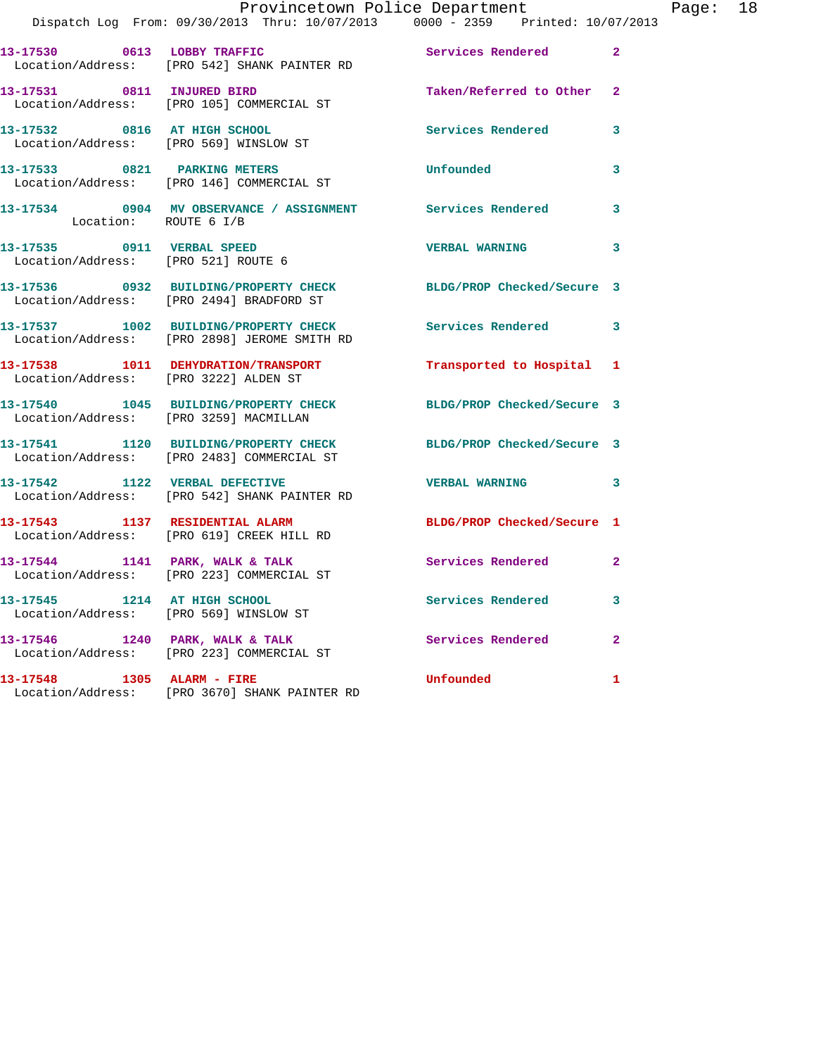13-17530 0613 LOBBY TRAFFIC Services Rendered 2
Location/Address: [PRO 542] SHANK PAINTER RD

13-17531 0811 INJURED BIRD Taken/Referred to Other 2
Location/Address: [PRO 105] COMMERCIAL ST

13-17532 0816 AT HIGH SCHOOL Services Rendered 3
Location/Address: [PRO 569] WINSLOW ST

13-17533 0821 PARKING METERS Unfounded 3
Location/Address: [PRO 146] COMMERCIAL ST

13-17534 0904 MV OBSERVANCE / ASSIGNMENT Services Rendered 3
Location: ROUTE 6 I/B

13-17535 0911 VERBAL SPEED VERBAL WARNING 3
Location/Address: [PRO 521] ROUTE 6

13-17536 0932 BUILDING/PROPERTY CHECK BLDG/PROP Checked/Secure 3
Location/Address: [PRO 2494] BRADFORD ST

13-17537 1002 BUILDING/PROPERTY CHECK Services Rendered 3
Location/Address: [PRO 2898] JEROME SMITH RD

13-17538 1011 DEHYDRATION/TRANSPORT Transported to Hospital 1
Location/Address: [PRO 3222] ALDEN ST

13-17540 1045 BUILDING/PROPERTY CHECK BLDG/PROP Checked/Secure 3
Location/Address: [PRO 3259] MACMILLAN

13-17541 1120 BUILDING/PROPERTY CHECK BLDG/PROP Checked/Secure 3
Location/Address: [PRO 2483] COMMERCIAL ST

13-17542 1122 VERBAL DEFECTIVE VERBAL WARNING 3
Location/Address: [PRO 542] SHANK PAINTER RD

13-17543 1137 RESIDENTIAL ALARM BLDG/PROP Checked/Secure 1
Location/Address: [PRO 619] CREEK HILL RD

13-17544 1141 PARK, WALK & TALK Services Rendered 2
Location/Address: [PRO 223] COMMERCIAL ST

13-17545 1214 AT HIGH SCHOOL Services Rendered 3
Location/Address: [PRO 569] WINSLOW ST

13-17546 1240 PARK, WALK & TALK Services Rendered 2
Location/Address: [PRO 223] COMMERCIAL ST

13-17548 1305 ALARM - FIRE Unfounded 1
Location/Address: [PRO 3670] SHANK PAINTER RD